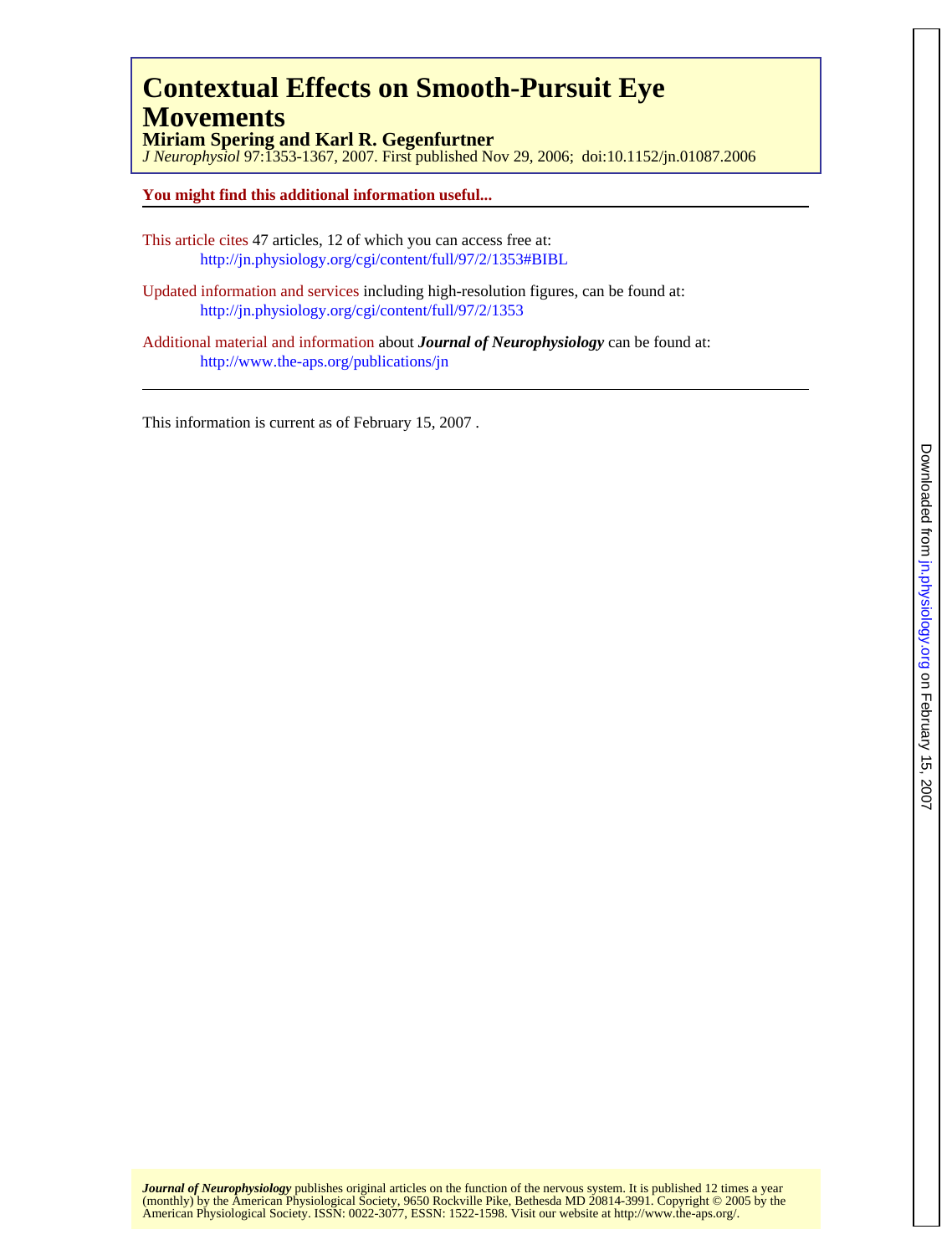# Contextual Effects on Smooth-Pursuit Eye Movements

**Miriam Spering and Karl R. Gegenfurtner**

*J Neurophysiol* 97:1353-1367, 2007. First published Nov 29, 2006; doi:10.1152/jn.01087.2006

**You might find this additional information useful...**

This article cites 47 articles, 12 of which you can access free at:
http://jn.physiology.org/cgi/content/full/97/2/1353#BIBL

Updated information and services including high-resolution figures, can be found at:
http://jn.physiology.org/cgi/content/full/97/2/1353

Additional material and information about ***Journal of Neurophysiology*** can be found at:
http://www.the-aps.org/publications/jn

This information is current as of February 15, 2007 .

***Journal of Neurophysiology*** publishes original articles on the function of the nervous system. It is published 12 times a year (monthly) by the American Physiological Society, 9650 Rockville Pike, Bethesda MD 20814-3991. Copyright © 2005 by the American Physiological Society. ISSN: 0022-3077, ESSN: 1522-1598. Visit our website at http://www.the-aps.org/.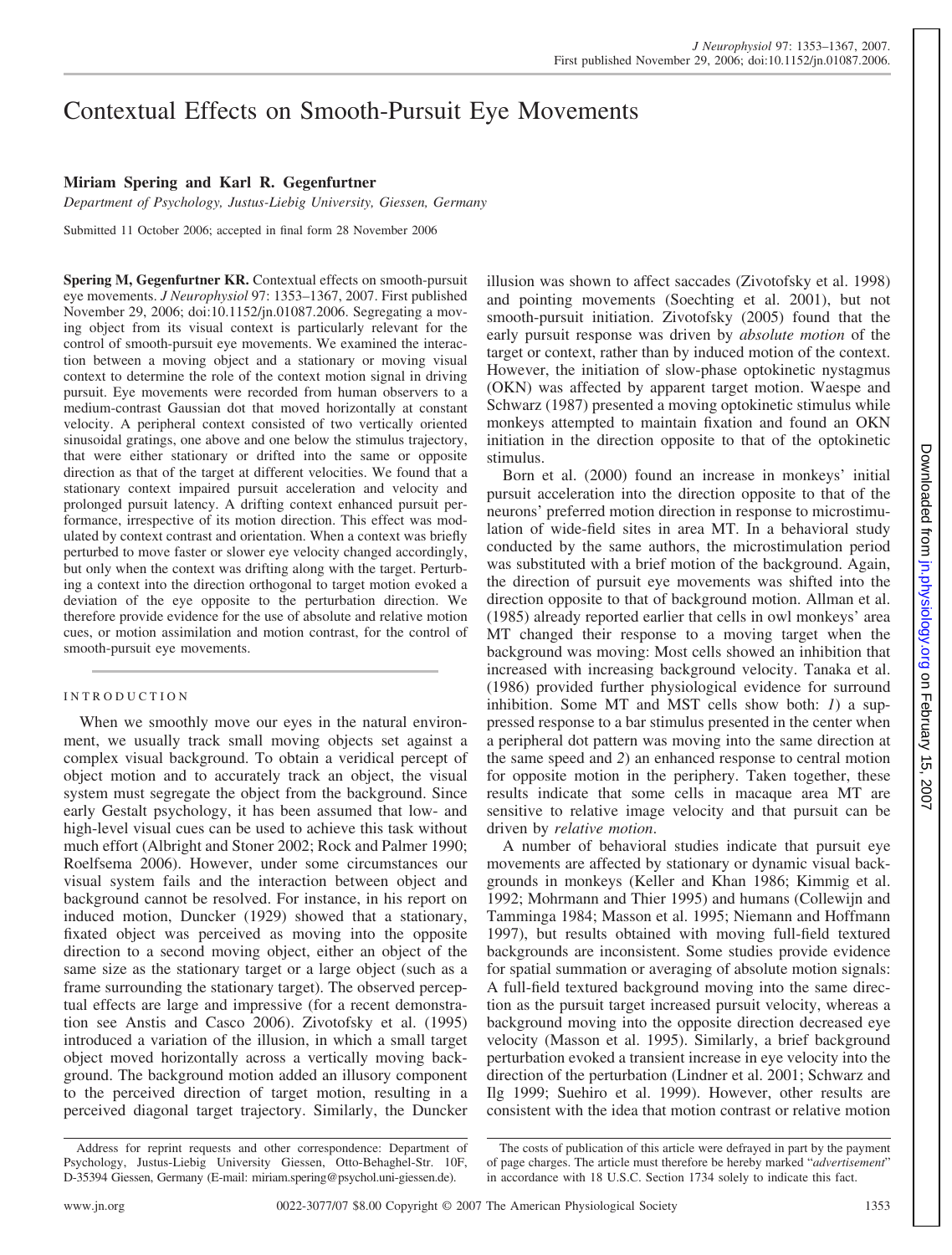# Contextual Effects on Smooth-Pursuit Eye Movements

**Miriam Spering and Karl R. Gegenfurtner**

*Department of Psychology, Justus-Liebig University, Giessen, Germany*

Submitted 11 October 2006; accepted in final form 28 November 2006

**Spering M, Gegenfurtner KR.** Contextual effects on smooth-pursuit eye movements. *J Neurophysiol* 97: 1353–1367, 2007. First published November 29, 2006; doi:10.1152/jn.01087.2006. Segregating a moving object from its visual context is particularly relevant for the control of smooth-pursuit eye movements. We examined the interaction between a moving object and a stationary or moving visual context to determine the role of the context motion signal in driving pursuit. Eye movements were recorded from human observers to a medium-contrast Gaussian dot that moved horizontally at constant velocity. A peripheral context consisted of two vertically oriented sinusoidal gratings, one above and one below the stimulus trajectory, that were either stationary or drifted into the same or opposite direction as that of the target at different velocities. We found that a stationary context impaired pursuit acceleration and velocity and prolonged pursuit latency. A drifting context enhanced pursuit performance, irrespective of its motion direction. This effect was modulated by context contrast and orientation. When a context was briefly perturbed to move faster or slower eye velocity changed accordingly, but only when the context was drifting along with the target. Perturbing a context into the direction orthogonal to target motion evoked a deviation of the eye opposite to the perturbation direction. We therefore provide evidence for the use of absolute and relative motion cues, or motion assimilation and motion contrast, for the control of smooth-pursuit eye movements.

## INTRODUCTION

When we smoothly move our eyes in the natural environment, we usually track small moving objects set against a complex visual background. To obtain a veridical percept of object motion and to accurately track an object, the visual system must segregate the object from the background. Since early Gestalt psychology, it has been assumed that low- and high-level visual cues can be used to achieve this task without much effort (Albright and Stoner 2002; Rock and Palmer 1990; Roelfsema 2006). However, under some circumstances our visual system fails and the interaction between object and background cannot be resolved. For instance, in his report on induced motion, Duncker (1929) showed that a stationary, fixated object was perceived as moving into the opposite direction to a second moving object, either an object of the same size as the stationary target or a large object (such as a frame surrounding the stationary target). The observed perceptual effects are large and impressive (for a recent demonstration see Anstis and Casco 2006). Zivotofsky et al. (1995) introduced a variation of the illusion, in which a small target object moved horizontally across a vertically moving background. The background motion added an illusory component to the perceived direction of target motion, resulting in a perceived diagonal target trajectory. Similarly, the Duncker illusion was shown to affect saccades (Zivotofsky et al. 1998) and pointing movements (Soechting et al. 2001), but not smooth-pursuit initiation. Zivotofsky (2005) found that the early pursuit response was driven by *absolute motion* of the target or context, rather than by induced motion of the context. However, the initiation of slow-phase optokinetic nystagmus (OKN) was affected by apparent target motion. Waespe and Schwarz (1987) presented a moving optokinetic stimulus while monkeys attempted to maintain fixation and found an OKN initiation in the direction opposite to that of the optokinetic stimulus.

Born et al. (2000) found an increase in monkeys' initial pursuit acceleration into the direction opposite to that of the neurons' preferred motion direction in response to microstimulation of wide-field sites in area MT. In a behavioral study conducted by the same authors, the microstimulation period was substituted with a brief motion of the background. Again, the direction of pursuit eye movements was shifted into the direction opposite to that of background motion. Allman et al. (1985) already reported earlier that cells in owl monkeys' area MT changed their response to a moving target when the background was moving: Most cells showed an inhibition that increased with increasing background velocity. Tanaka et al. (1986) provided further physiological evidence for surround inhibition. Some MT and MST cells show both: *1*) a suppressed response to a bar stimulus presented in the center when a peripheral dot pattern was moving into the same direction at the same speed and *2*) an enhanced response to central motion for opposite motion in the periphery. Taken together, these results indicate that some cells in macaque area MT are sensitive to relative image velocity and that pursuit can be driven by *relative motion*.

A number of behavioral studies indicate that pursuit eye movements are affected by stationary or dynamic visual backgrounds in monkeys (Keller and Khan 1986; Kimmig et al. 1992; Mohrmann and Thier 1995) and humans (Collewijn and Tamminga 1984; Masson et al. 1995; Niemann and Hoffmann 1997), but results obtained with moving full-field textured backgrounds are inconsistent. Some studies provide evidence for spatial summation or averaging of absolute motion signals: A full-field textured background moving into the same direction as the pursuit target increased pursuit velocity, whereas a background moving into the opposite direction decreased eye velocity (Masson et al. 1995). Similarly, a brief background perturbation evoked a transient increase in eye velocity into the direction of the perturbation (Lindner et al. 2001; Schwarz and Ilg 1999; Suehiro et al. 1999). However, other results are consistent with the idea that motion contrast or relative motion

Address for reprint requests and other correspondence: Department of Psychology, Justus-Liebig University Giessen, Otto-Behaghel-Str. 10F, D-35394 Giessen, Germany (E-mail: miriam.spering@psychol.uni-giessen.de).

The costs of publication of this article were defrayed in part by the payment of page charges. The article must therefore be hereby marked "*advertisement*" in accordance with 18 U.S.C. Section 1734 solely to indicate this fact.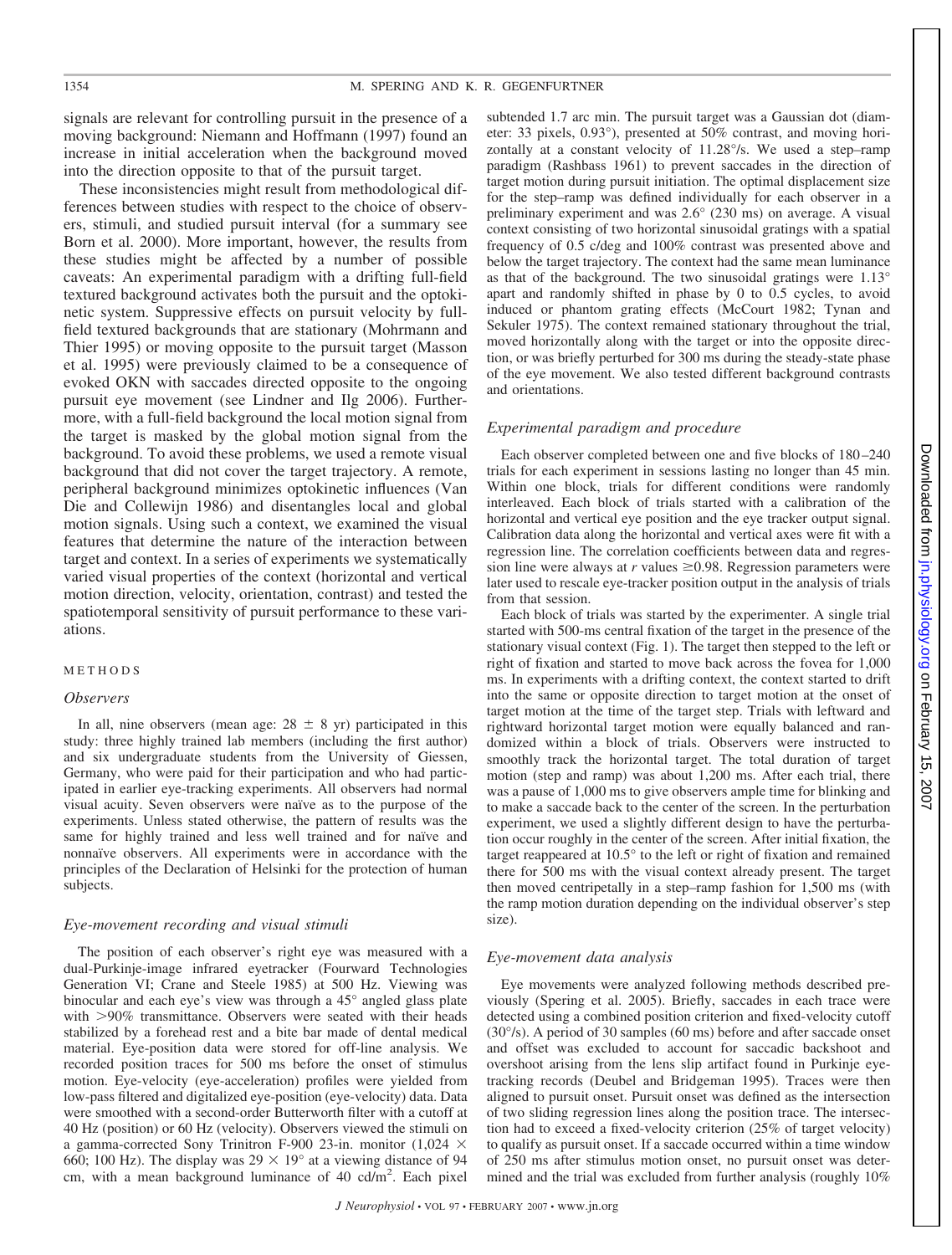signals are relevant for controlling pursuit in the presence of a moving background: Niemann and Hoffmann (1997) found an increase in initial acceleration when the background moved into the direction opposite to that of the pursuit target.

These inconsistencies might result from methodological differences between studies with respect to the choice of observers, stimuli, and studied pursuit interval (for a summary see Born et al. 2000). More important, however, the results from these studies might be affected by a number of possible caveats: An experimental paradigm with a drifting full-field textured background activates both the pursuit and the optokinetic system. Suppressive effects on pursuit velocity by full-field textured backgrounds that are stationary (Mohrmann and Thier 1995) or moving opposite to the pursuit target (Masson et al. 1995) were previously claimed to be a consequence of evoked OKN with saccades directed opposite to the ongoing pursuit eye movement (see Lindner and Ilg 2006). Furthermore, with a full-field background the local motion signal from the target is masked by the global motion signal from the background. To avoid these problems, we used a remote visual background that did not cover the target trajectory. A remote, peripheral background minimizes optokinetic influences (Van Die and Collewijn 1986) and disentangles local and global motion signals. Using such a context, we examined the visual features that determine the nature of the interaction between target and context. In a series of experiments we systematically varied visual properties of the context (horizontal and vertical motion direction, velocity, orientation, contrast) and tested the spatiotemporal sensitivity of pursuit performance to these variations.

## METHODS

### Observers

In all, nine observers (mean age: $28 \pm 8$ yr) participated in this study: three highly trained lab members (including the first author) and six undergraduate students from the University of Giessen, Germany, who were paid for their participation and who had participated in earlier eye-tracking experiments. All observers had normal visual acuity. Seven observers were naïve as to the purpose of the experiments. Unless stated otherwise, the pattern of results was the same for highly trained and less well trained and for naïve and nonnaïve observers. All experiments were in accordance with the principles of the Declaration of Helsinki for the protection of human subjects.

### Eye-movement recording and visual stimuli

The position of each observer's right eye was measured with a dual-Purkinje-image infrared eyetracker (Fourward Technologies Generation VI; Crane and Steele 1985) at 500 Hz. Viewing was binocular and each eye's view was through a 45° angled glass plate with >90% transmittance. Observers were seated with their heads stabilized by a forehead rest and a bite bar made of dental medical material. Eye-position data were stored for off-line analysis. We recorded position traces for 500 ms before the onset of stimulus motion. Eye-velocity (eye-acceleration) profiles were yielded from low-pass filtered and digitalized eye-position (eye-velocity) data. Data were smoothed with a second-order Butterworth filter with a cutoff at 40 Hz (position) or 60 Hz (velocity). Observers viewed the stimuli on a gamma-corrected Sony Trinitron F-900 23-in. monitor ($1{,}024 \times 660$; 100 Hz). The display was $29 \times 19°$ at a viewing distance of 94 cm, with a mean background luminance of 40 cd/m$^2$. Each pixel subtended 1.7 arc min. The pursuit target was a Gaussian dot (diameter: 33 pixels, 0.93°), presented at 50% contrast, and moving horizontally at a constant velocity of 11.28°/s. We used a step–ramp paradigm (Rashbass 1961) to prevent saccades in the direction of target motion during pursuit initiation. The optimal displacement size for the step–ramp was defined individually for each observer in a preliminary experiment and was 2.6° (230 ms) on average. A visual context consisting of two horizontal sinusoidal gratings with a spatial frequency of 0.5 c/deg and 100% contrast was presented above and below the target trajectory. The context had the same mean luminance as that of the background. The two sinusoidal gratings were 1.13° apart and randomly shifted in phase by 0 to 0.5 cycles, to avoid induced or phantom grating effects (McCourt 1982; Tynan and Sekuler 1975). The context remained stationary throughout the trial, moved horizontally along with the target or into the opposite direction, or was briefly perturbed for 300 ms during the steady-state phase of the eye movement. We also tested different background contrasts and orientations.

### Experimental paradigm and procedure

Each observer completed between one and five blocks of 180–240 trials for each experiment in sessions lasting no longer than 45 min. Within one block, trials for different conditions were randomly interleaved. Each block of trials started with a calibration of the horizontal and vertical eye position and the eye tracker output signal. Calibration data along the horizontal and vertical axes were fit with a regression line. The correlation coefficients between data and regression line were always at $r$ values $\geq 0.98$. Regression parameters were later used to rescale eye-tracker position output in the analysis of trials from that session.

Each block of trials was started by the experimenter. A single trial started with 500-ms central fixation of the target in the presence of the stationary visual context (Fig. 1). The target then stepped to the left or right of fixation and started to move back across the fovea for 1,000 ms. In experiments with a drifting context, the context started to drift into the same or opposite direction to target motion at the onset of target motion at the time of the target step. Trials with leftward and rightward horizontal target motion were equally balanced and randomized within a block of trials. Observers were instructed to smoothly track the horizontal target. The total duration of target motion (step and ramp) was about 1,200 ms. After each trial, there was a pause of 1,000 ms to give observers ample time for blinking and to make a saccade back to the center of the screen. In the perturbation experiment, we used a slightly different design to have the perturbation occur roughly in the center of the screen. After initial fixation, the target reappeared at 10.5° to the left or right of fixation and remained there for 500 ms with the visual context already present. The target then moved centripetally in a step–ramp fashion for 1,500 ms (with the ramp motion duration depending on the individual observer's step size).

### Eye-movement data analysis

Eye movements were analyzed following methods described previously (Spering et al. 2005). Briefly, saccades in each trace were detected using a combined position criterion and fixed-velocity cutoff (30°/s). A period of 30 samples (60 ms) before and after saccade onset and offset was excluded to account for saccadic backshoot and overshoot arising from the lens slip artifact found in Purkinje eyetracking records (Deubel and Bridgeman 1995). Traces were then aligned to pursuit onset. Pursuit onset was defined as the intersection of two sliding regression lines along the position trace. The intersection had to exceed a fixed-velocity criterion (25% of target velocity) to qualify as pursuit onset. If a saccade occurred within a time window of 250 ms after stimulus motion onset, no pursuit onset was determined and the trial was excluded from further analysis (roughly 10%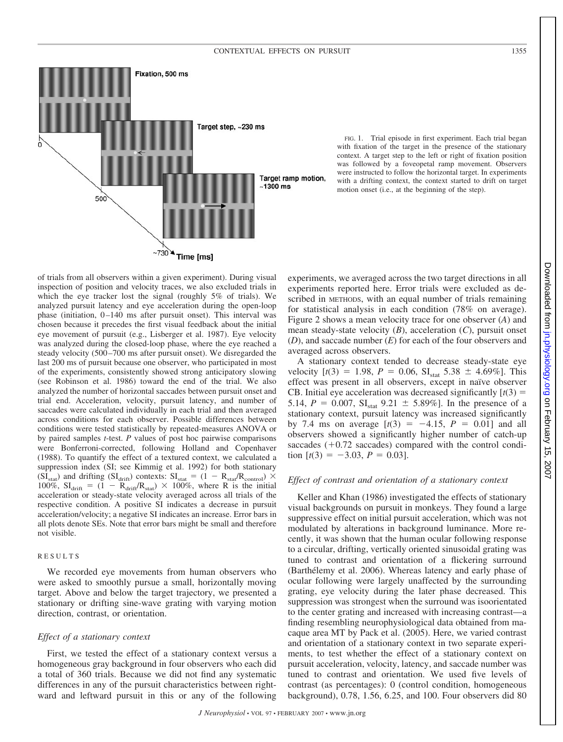FIG. 1. Trial episode in first experiment. Each trial began with fixation of the target in the presence of the stationary context. A target step to the left or right of fixation position was followed by a foveopetal ramp movement. Observers were instructed to follow the horizontal target. In experiments with a drifting context, the context started to drift on target motion onset (i.e., at the beginning of the step).

of trials from all observers within a given experiment). During visual inspection of position and velocity traces, we also excluded trials in which the eye tracker lost the signal (roughly 5% of trials). We analyzed pursuit latency and eye acceleration during the open-loop phase (initiation, 0–140 ms after pursuit onset). This interval was chosen because it precedes the first visual feedback about the initial eye movement of pursuit (e.g., Lisberger et al. 1987). Eye velocity was analyzed during the closed-loop phase, where the eye reached a steady velocity (500–700 ms after pursuit onset). We disregarded the last 200 ms of pursuit because one observer, who participated in most of the experiments, consistently showed strong anticipatory slowing (see Robinson et al. 1986) toward the end of the trial. We also analyzed the number of horizontal saccades between pursuit onset and trial end. Acceleration, velocity, pursuit latency, and number of saccades were calculated individually in each trial and then averaged across conditions for each observer. Possible differences between conditions were tested statistically by repeated-measures ANOVA or by paired samples *t*-test. *P* values of post hoc pairwise comparisons were Bonferroni-corrected, following Holland and Copenhaver (1988). To quantify the effect of a textured context, we calculated a suppression index (SI; see Kimmig et al. 1992) for both stationary ($SI_{stat}$) and drifting ($SI_{drift}$) contexts: $SI_{stat} = (1 - R_{stat}/R_{control}) \times 100\%$, $SI_{drift} = (1 - R_{drift}/R_{stat}) \times 100\%$, where R is the initial acceleration or steady-state velocity averaged across all trials of the respective condition. A positive SI indicates a decrease in pursuit acceleration/velocity; a negative SI indicates an increase. Error bars in all plots denote SEs. Note that error bars might be small and therefore not visible.

## RESULTS

We recorded eye movements from human observers who were asked to smoothly pursue a small, horizontally moving target. Above and below the target trajectory, we presented a stationary or drifting sine-wave grating with varying motion direction, contrast, or orientation.

### *Effect of a stationary context*

First, we tested the effect of a stationary context versus a homogeneous gray background in four observers who each did a total of 360 trials. Because we did not find any systematic differences in any of the pursuit characteristics between rightward and leftward pursuit in this or any of the following experiments, we averaged across the two target directions in all experiments reported here. Error trials were excluded as described in METHODS, with an equal number of trials remaining for statistical analysis in each condition (78% on average). Figure 2 shows a mean velocity trace for one observer (*A*) and mean steady-state velocity (*B*), acceleration (*C*), pursuit onset (*D*), and saccade number (*E*) for each of the four observers and averaged across observers.

A stationary context tended to decrease steady-state eye velocity [$t(3) = 1.98$, $P = 0.06$, $SI_{stat}$ 5.38 ± 4.69%]. This effect was present in all observers, except in naïve observer CB. Initial eye acceleration was decreased significantly [$t(3) = 5.14$, $P = 0.007$, $SI_{stat}$ 9.21 ± 5.89%]. In the presence of a stationary context, pursuit latency was increased significantly by 7.4 ms on average [$t(3) = -4.15$, $P = 0.01$] and all observers showed a significantly higher number of catch-up saccades (+0.72 saccades) compared with the control condition [$t(3) = -3.03$, $P = 0.03$].

### *Effect of contrast and orientation of a stationary context*

Keller and Khan (1986) investigated the effects of stationary visual backgrounds on pursuit in monkeys. They found a large suppressive effect on initial pursuit acceleration, which was not modulated by alterations in background luminance. More recently, it was shown that the human ocular following response to a circular, drifting, vertically oriented sinusoidal grating was tuned to contrast and orientation of a flickering surround (Barthélemy et al. 2006). Whereas latency and early phase of ocular following were largely unaffected by the surrounding grating, eye velocity during the later phase decreased. This suppression was strongest when the surround was isoorientated to the center grating and increased with increasing contrast—a finding resembling neurophysiological data obtained from macaque area MT by Pack et al. (2005). Here, we varied contrast and orientation of a stationary context in two separate experiments, to test whether the effect of a stationary context on pursuit acceleration, velocity, latency, and saccade number was tuned to contrast and orientation. We used five levels of contrast (as percentages): 0 (control condition, homogeneous background), 0.78, 1.56, 6.25, and 100. Four observers did 80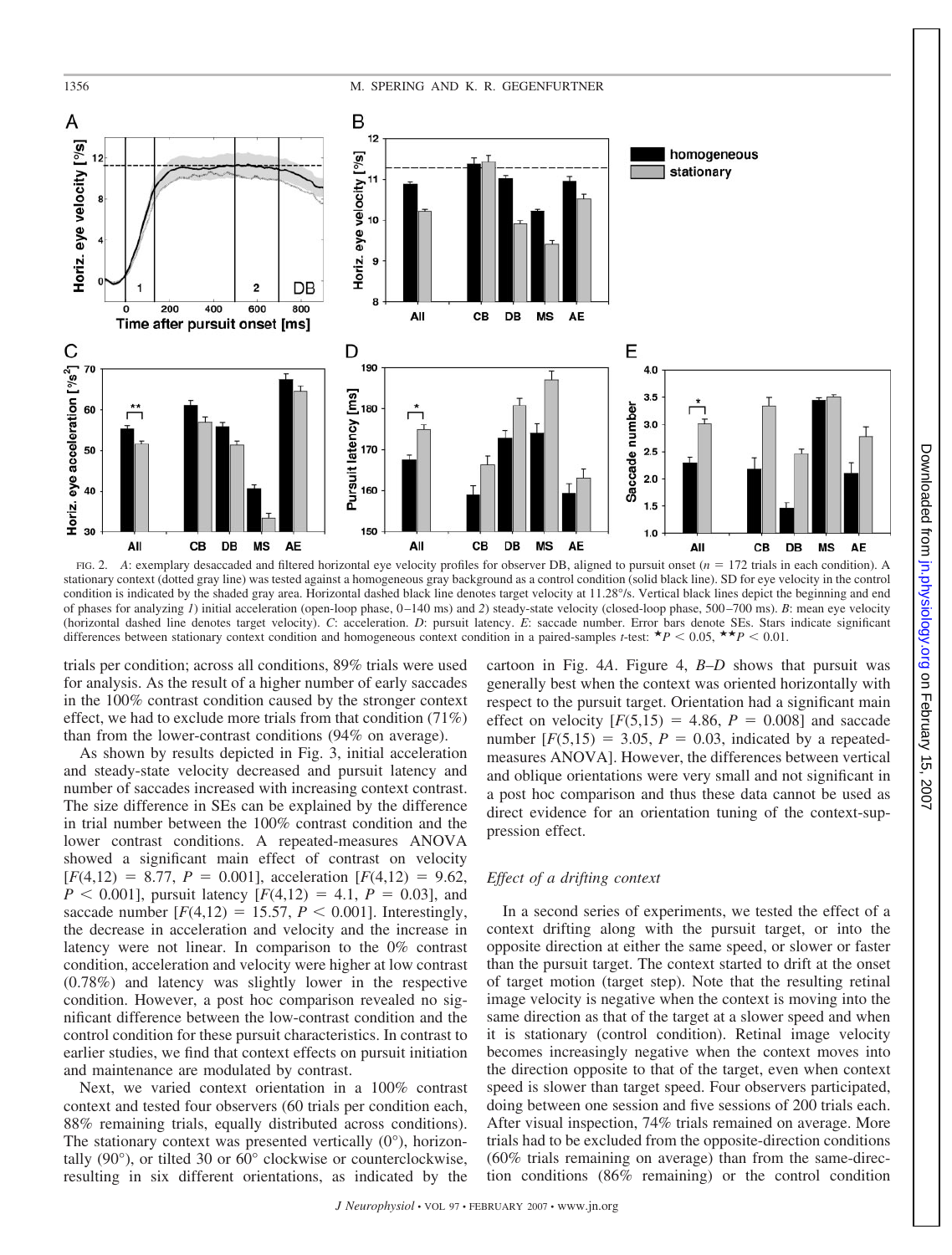FIG. 2. *A*: exemplary desaccaded and filtered horizontal eye velocity profiles for observer DB, aligned to pursuit onset ($n$ = 172 trials in each condition). A stationary context (dotted gray line) was tested against a homogeneous gray background as a control condition (solid black line). SD for eye velocity in the control condition is indicated by the shaded gray area. Horizontal dashed black line denotes target velocity at 11.28°/s. Vertical black lines depict the beginning and end of phases for analyzing *1*) initial acceleration (open-loop phase, 0–140 ms) and *2*) steady-state velocity (closed-loop phase, 500–700 ms). *B*: mean eye velocity (horizontal dashed line denotes target velocity). *C*: acceleration. *D*: pursuit latency. *E*: saccade number. Error bars denote SEs. Stars indicate significant differences between stationary context condition and homogeneous context condition in a paired-samples *t*-test: *$P$ < 0.05, **$P$ < 0.01.

trials per condition; across all conditions, 89% trials were used for analysis. As the result of a higher number of early saccades in the 100% contrast condition caused by the stronger context effect, we had to exclude more trials from that condition (71%) than from the lower-contrast conditions (94% on average).

As shown by results depicted in Fig. 3, initial acceleration and steady-state velocity decreased and pursuit latency and number of saccades increased with increasing context contrast. The size difference in SEs can be explained by the difference in trial number between the 100% contrast condition and the lower contrast conditions. A repeated-measures ANOVA showed a significant main effect of contrast on velocity [$F(4,12) = 8.77$, $P = 0.001$], acceleration [$F(4,12) = 9.62$, $P < 0.001$], pursuit latency [$F(4,12) = 4.1$, $P = 0.03$], and saccade number [$F(4,12) = 15.57$, $P < 0.001$]. Interestingly, the decrease in acceleration and velocity and the increase in latency were not linear. In comparison to the 0% contrast condition, acceleration and velocity were higher at low contrast (0.78%) and latency was slightly lower in the respective condition. However, a post hoc comparison revealed no significant difference between the low-contrast condition and the control condition for these pursuit characteristics. In contrast to earlier studies, we find that context effects on pursuit initiation and maintenance are modulated by contrast.

Next, we varied context orientation in a 100% contrast context and tested four observers (60 trials per condition each, 88% remaining trials, equally distributed across conditions). The stationary context was presented vertically (0°), horizontally (90°), or tilted 30 or 60° clockwise or counterclockwise, resulting in six different orientations, as indicated by the cartoon in Fig. 4*A*. Figure 4, *B*–*D* shows that pursuit was generally best when the context was oriented horizontally with respect to the pursuit target. Orientation had a significant main effect on velocity [$F(5,15) = 4.86$, $P = 0.008$] and saccade number [$F(5,15) = 3.05$, $P = 0.03$, indicated by a repeated-measures ANOVA]. However, the differences between vertical and oblique orientations were very small and not significant in a post hoc comparison and thus these data cannot be used as direct evidence for an orientation tuning of the context-suppression effect.

### *Effect of a drifting context*

In a second series of experiments, we tested the effect of a context drifting along with the pursuit target, or into the opposite direction at either the same speed, or slower or faster than the pursuit target. The context started to drift at the onset of target motion (target step). Note that the resulting retinal image velocity is negative when the context is moving into the same direction as that of the target at a slower speed and when it is stationary (control condition). Retinal image velocity becomes increasingly negative when the context moves into the direction opposite to that of the target, even when context speed is slower than target speed. Four observers participated, doing between one session and five sessions of 200 trials each. After visual inspection, 74% trials remained on average. More trials had to be excluded from the opposite-direction conditions (60% trials remaining on average) than from the same-direction conditions (86% remaining) or the control condition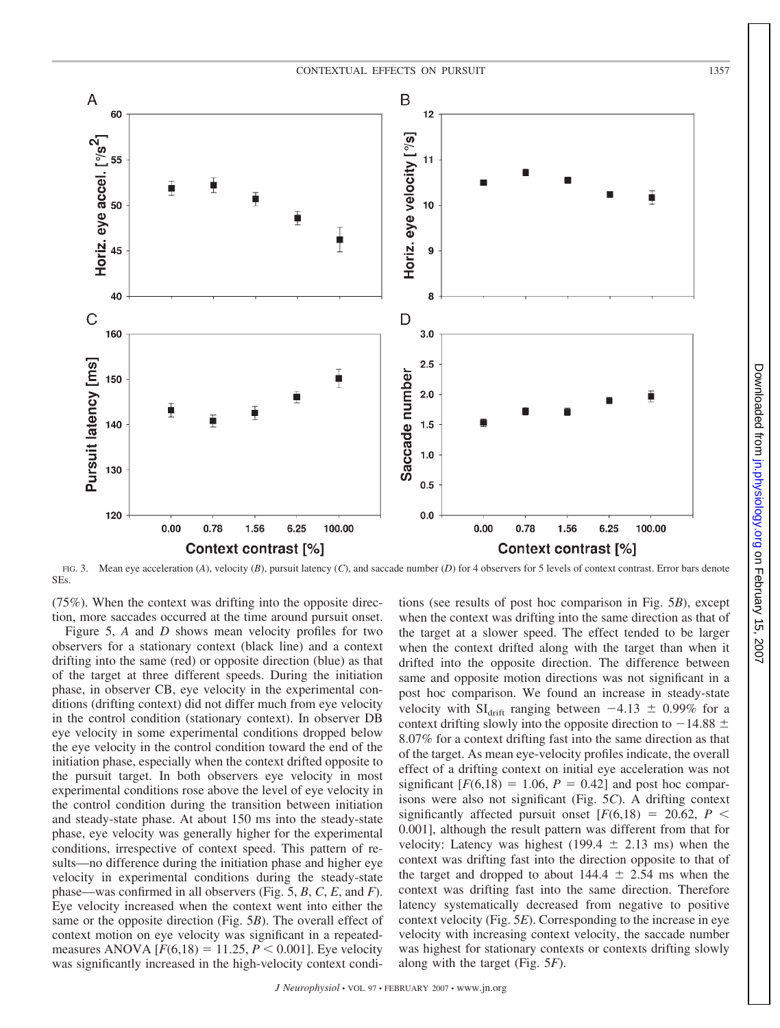FIG. 3. Mean eye acceleration (*A*), velocity (*B*), pursuit latency (*C*), and saccade number (*D*) for 4 observers for 5 levels of context contrast. Error bars denote SEs.

(75%). When the context was drifting into the opposite direction, more saccades occurred at the time around pursuit onset.

Figure 5, *A* and *D* shows mean velocity profiles for two observers for a stationary context (black line) and a context drifting into the same (red) or opposite direction (blue) as that of the target at three different speeds. During the initiation phase, in observer CB, eye velocity in the experimental conditions (drifting context) did not differ much from eye velocity in the control condition (stationary context). In observer DB eye velocity in some experimental conditions dropped below the eye velocity in the control condition toward the end of the initiation phase, especially when the context drifted opposite to the pursuit target. In both observers eye velocity in most experimental conditions rose above the level of eye velocity in the control condition during the transition between initiation and steady-state phase. At about 150 ms into the steady-state phase, eye velocity was generally higher for the experimental conditions, irrespective of context speed. This pattern of results—no difference during the initiation phase and higher eye velocity in experimental conditions during the steady-state phase—was confirmed in all observers (Fig. 5, *B*, *C*, *E*, and *F*). Eye velocity increased when the context went into either the same or the opposite direction (Fig. 5*B*). The overall effect of context motion on eye velocity was significant in a repeated-measures ANOVA [$F(6,18) = 11.25$, $P < 0.001$]. Eye velocity was significantly increased in the high-velocity context conditions (see results of post hoc comparison in Fig. 5*B*), except when the context was drifting into the same direction as that of the target at a slower speed. The effect tended to be larger when the context drifted along with the target than when it drifted into the opposite direction. The difference between same and opposite motion directions was not significant in a post hoc comparison. We found an increase in steady-state velocity with $SI_{drift}$ ranging between $-4.13 \pm 0.99\%$ for a context drifting slowly into the opposite direction to $-14.88 \pm 8.07\%$ for a context drifting fast into the same direction as that of the target. As mean eye-velocity profiles indicate, the overall effect of a drifting context on initial eye acceleration was not significant [$F(6,18) = 1.06$, $P = 0.42$] and post hoc comparisons were also not significant (Fig. 5*C*). A drifting context significantly affected pursuit onset [$F(6,18) = 20.62$, $P < 0.001$], although the result pattern was different from that for velocity: Latency was highest ($199.4 \pm 2.13$ ms) when the context was drifting fast into the direction opposite to that of the target and dropped to about $144.4 \pm 2.54$ ms when the context was drifting fast into the same direction. Therefore latency systematically decreased from negative to positive context velocity (Fig. 5*E*). Corresponding to the increase in eye velocity with increasing context velocity, the saccade number was highest for stationary contexts or contexts drifting slowly along with the target (Fig. 5*F*).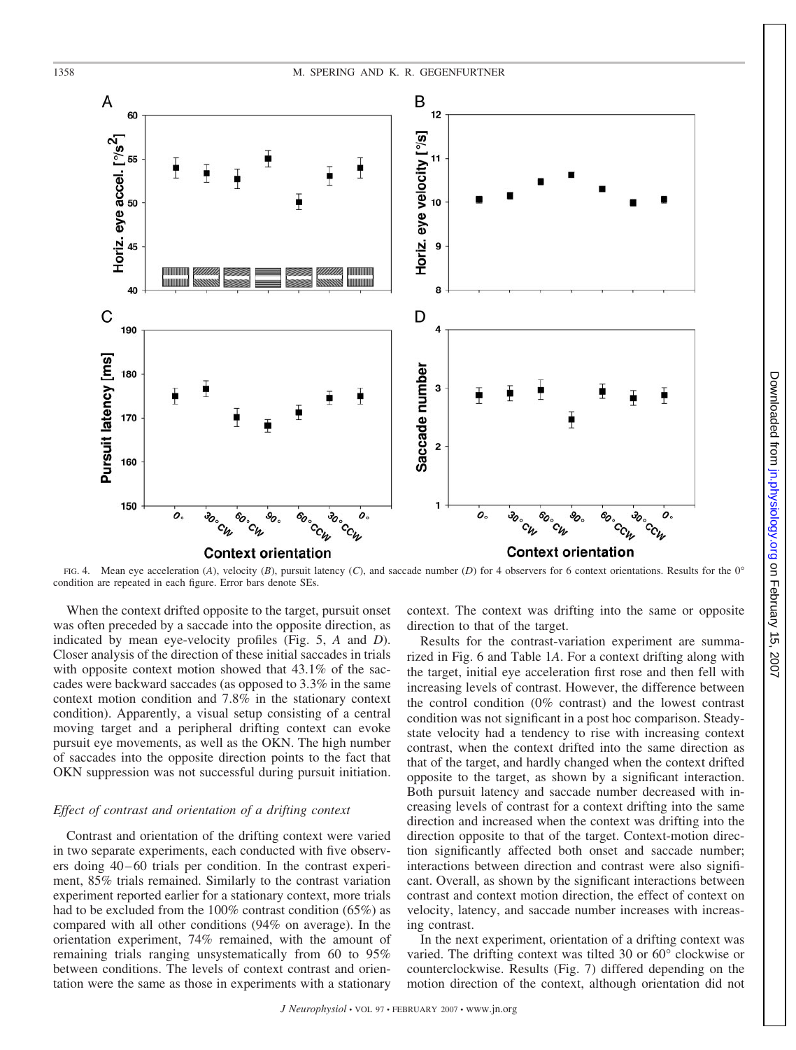FIG. 4. Mean eye acceleration (*A*), velocity (*B*), pursuit latency (*C*), and saccade number (*D*) for 4 observers for 6 context orientations. Results for the 0° condition are repeated in each figure. Error bars denote SEs.

When the context drifted opposite to the target, pursuit onset was often preceded by a saccade into the opposite direction, as indicated by mean eye-velocity profiles (Fig. 5, *A* and *D*). Closer analysis of the direction of these initial saccades in trials with opposite context motion showed that 43.1% of the saccades were backward saccades (as opposed to 3.3% in the same context motion condition and 7.8% in the stationary context condition). Apparently, a visual setup consisting of a central moving target and a peripheral drifting context can evoke pursuit eye movements, as well as the OKN. The high number of saccades into the opposite direction points to the fact that OKN suppression was not successful during pursuit initiation.

### *Effect of contrast and orientation of a drifting context*

Contrast and orientation of the drifting context were varied in two separate experiments, each conducted with five observers doing 40–60 trials per condition. In the contrast experiment, 85% trials remained. Similarly to the contrast variation experiment reported earlier for a stationary context, more trials had to be excluded from the 100% contrast condition (65%) as compared with all other conditions (94% on average). In the orientation experiment, 74% remained, with the amount of remaining trials ranging unsystematically from 60 to 95% between conditions. The levels of context contrast and orientation were the same as those in experiments with a stationary context. The context was drifting into the same or opposite direction to that of the target.

Results for the contrast-variation experiment are summarized in Fig. 6 and Table 1*A*. For a context drifting along with the target, initial eye acceleration first rose and then fell with increasing levels of contrast. However, the difference between the control condition (0% contrast) and the lowest contrast condition was not significant in a post hoc comparison. Steady-state velocity had a tendency to rise with increasing context contrast, when the context drifted into the same direction as that of the target, and hardly changed when the context drifted opposite to the target, as shown by a significant interaction. Both pursuit latency and saccade number decreased with increasing levels of contrast for a context drifting into the same direction and increased when the context was drifting into the direction opposite to that of the target. Context-motion direction significantly affected both onset and saccade number; interactions between direction and contrast were also significant. Overall, as shown by the significant interactions between contrast and context motion direction, the effect of context on velocity, latency, and saccade number increases with increasing contrast.

In the next experiment, orientation of a drifting context was varied. The drifting context was tilted 30 or 60° clockwise or counterclockwise. Results (Fig. 7) differed depending on the motion direction of the context, although orientation did not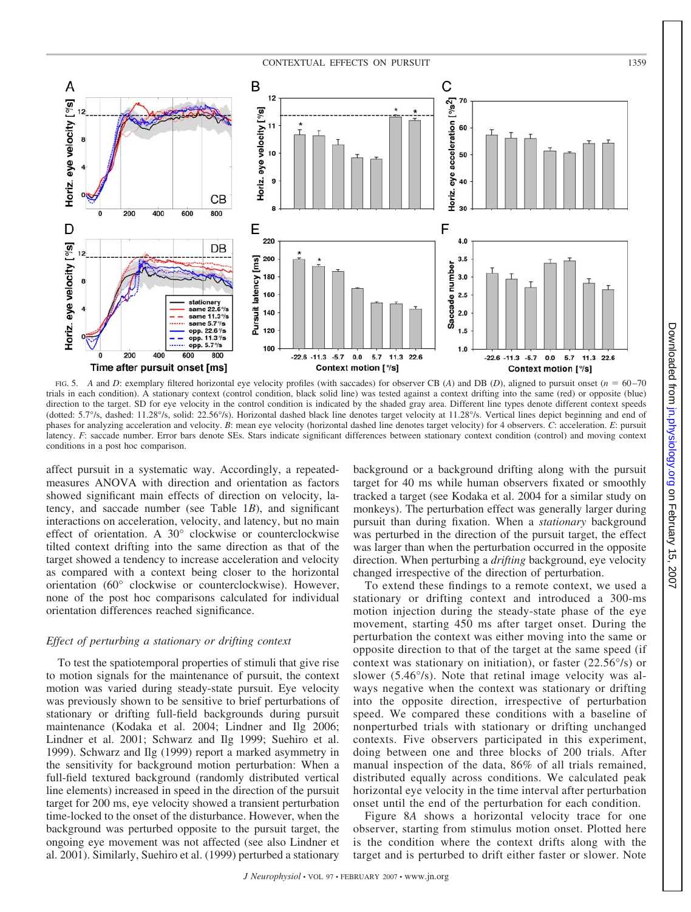FIG. 5. *A* and *D*: exemplary filtered horizontal eye velocity profiles (with saccades) for observer CB (*A*) and DB (*D*), aligned to pursuit onset ($n$ = 60–70 trials in each condition). A stationary context (control condition, black solid line) was tested against a context drifting into the same (red) or opposite (blue) direction to the target. SD for eye velocity in the control condition is indicated by the shaded gray area. Different line types denote different context speeds (dotted: 5.7°/s, dashed: 11.28°/s, solid: 22.56°/s). Horizontal dashed black line denotes target velocity at 11.28°/s. Vertical lines depict beginning and end of phases for analyzing acceleration and velocity. *B*: mean eye velocity (horizontal dashed line denotes target velocity) for 4 observers. *C*: acceleration. *E*: pursuit latency. *F*: saccade number. Error bars denote SEs. Stars indicate significant differences between stationary context condition (control) and moving context conditions in a post hoc comparison.

affect pursuit in a systematic way. Accordingly, a repeated-measures ANOVA with direction and orientation as factors showed significant main effects of direction on velocity, latency, and saccade number (see Table 1*B*), and significant interactions on acceleration, velocity, and latency, but no main effect of orientation. A 30° clockwise or counterclockwise tilted context drifting into the same direction as that of the target showed a tendency to increase acceleration and velocity as compared with a context being closer to the horizontal orientation (60° clockwise or counterclockwise). However, none of the post hoc comparisons calculated for individual orientation differences reached significance.

### *Effect of perturbing a stationary or drifting context*

To test the spatiotemporal properties of stimuli that give rise to motion signals for the maintenance of pursuit, the context motion was varied during steady-state pursuit. Eye velocity was previously shown to be sensitive to brief perturbations of stationary or drifting full-field backgrounds during pursuit maintenance (Kodaka et al. 2004; Lindner and Ilg 2006; Lindner et al. 2001; Schwarz and Ilg 1999; Suehiro et al. 1999). Schwarz and Ilg (1999) report a marked asymmetry in the sensitivity for background motion perturbation: When a full-field textured background (randomly distributed vertical line elements) increased in speed in the direction of the pursuit target for 200 ms, eye velocity showed a transient perturbation time-locked to the onset of the disturbance. However, when the background was perturbed opposite to the pursuit target, the ongoing eye movement was not affected (see also Lindner et al. 2001). Similarly, Suehiro et al. (1999) perturbed a stationary background or a background drifting along with the pursuit target for 40 ms while human observers fixated or smoothly tracked a target (see Kodaka et al. 2004 for a similar study on monkeys). The perturbation effect was generally larger during pursuit than during fixation. When a *stationary* background was perturbed in the direction of the pursuit target, the effect was larger than when the perturbation occurred in the opposite direction. When perturbing a *drifting* background, eye velocity changed irrespective of the direction of perturbation.

To extend these findings to a remote context, we used a stationary or drifting context and introduced a 300-ms motion injection during the steady-state phase of the eye movement, starting 450 ms after target onset. During the perturbation the context was either moving into the same or opposite direction to that of the target at the same speed (if context was stationary on initiation), or faster (22.56°/s) or slower (5.46°/s). Note that retinal image velocity was always negative when the context was stationary or drifting into the opposite direction, irrespective of perturbation speed. We compared these conditions with a baseline of nonperturbed trials with stationary or drifting unchanged contexts. Five observers participated in this experiment, doing between one and three blocks of 200 trials. After manual inspection of the data, 86% of all trials remained, distributed equally across conditions. We calculated peak horizontal eye velocity in the time interval after perturbation onset until the end of the perturbation for each condition.

Figure 8*A* shows a horizontal velocity trace for one observer, starting from stimulus motion onset. Plotted here is the condition where the context drifts along with the target and is perturbed to drift either faster or slower. Note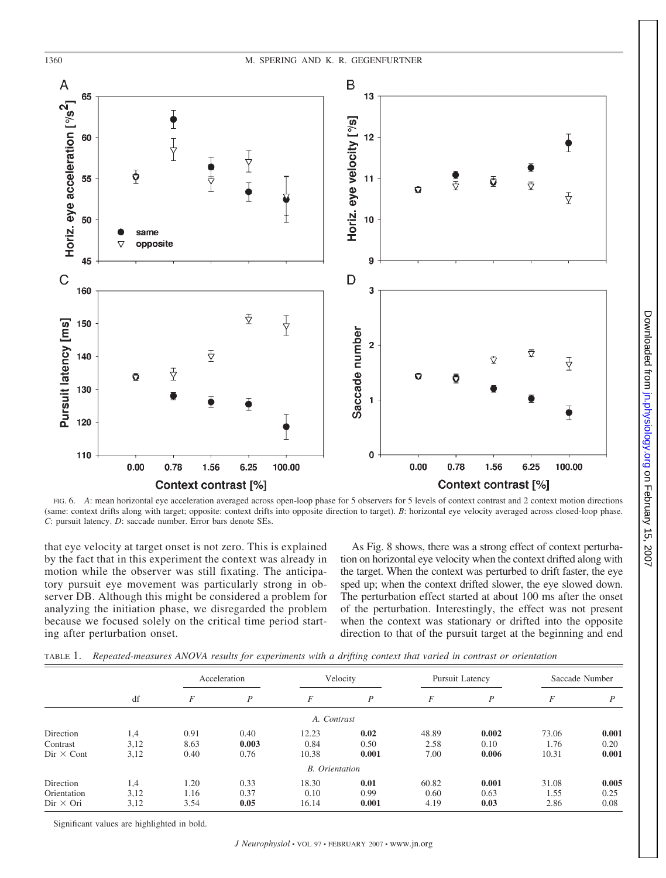FIG. 6. *A*: mean horizontal eye acceleration averaged across open-loop phase for 5 observers for 5 levels of context contrast and 2 context motion directions (same: context drifts along with target; opposite: context drifts into opposite direction to target). *B*: horizontal eye velocity averaged across closed-loop phase. *C*: pursuit latency. *D*: saccade number. Error bars denote SEs.

that eye velocity at target onset is not zero. This is explained by the fact that in this experiment the context was already in motion while the observer was still fixating. The anticipatory pursuit eye movement was particularly strong in observer DB. Although this might be considered a problem for analyzing the initiation phase, we disregarded the problem because we focused solely on the critical time period starting after perturbation onset.

As Fig. 8 shows, there was a strong effect of context perturbation on horizontal eye velocity when the context drifted along with the target. When the context was perturbed to drift faster, the eye sped up; when the context drifted slower, the eye slowed down. The perturbation effect started at about 100 ms after the onset of the perturbation. Interestingly, the effect was not present when the context was stationary or drifted into the opposite direction to that of the pursuit target at the beginning and end

TABLE 1. *Repeated-measures ANOVA results for experiments with a drifting context that varied in contrast or orientation*

| | | Acceleration | | Velocity | | Pursuit Latency | | Saccade Number | |
|---|---|---|---|---|---|---|---|---|---|
| | df | *F* | *P* | *F* | *P* | *F* | *P* | *F* | *P* |
| *A. Contrast* | | | | | | | | | |
| Direction | 1,4 | 0.91 | 0.40 | 12.23 | **0.02** | 48.89 | **0.002** | 73.06 | **0.001** |
| Contrast | 3,12 | 8.63 | **0.003** | 0.84 | 0.50 | 2.58 | 0.10 | 1.76 | 0.20 |
| Dir × Cont | 3,12 | 0.40 | 0.76 | 10.38 | **0.001** | 7.00 | **0.006** | 10.31 | **0.001** |
| *B. Orientation* | | | | | | | | | |
| Direction | 1,4 | 1.20 | 0.33 | 18.30 | **0.01** | 60.82 | **0.001** | 31.08 | **0.005** |
| Orientation | 3,12 | 1.16 | 0.37 | 0.10 | 0.99 | 0.60 | 0.63 | 1.55 | 0.25 |
| Dir × Ori | 3,12 | 3.54 | **0.05** | 16.14 | **0.001** | 4.19 | **0.03** | 2.86 | 0.08 |

Significant values are highlighted in bold.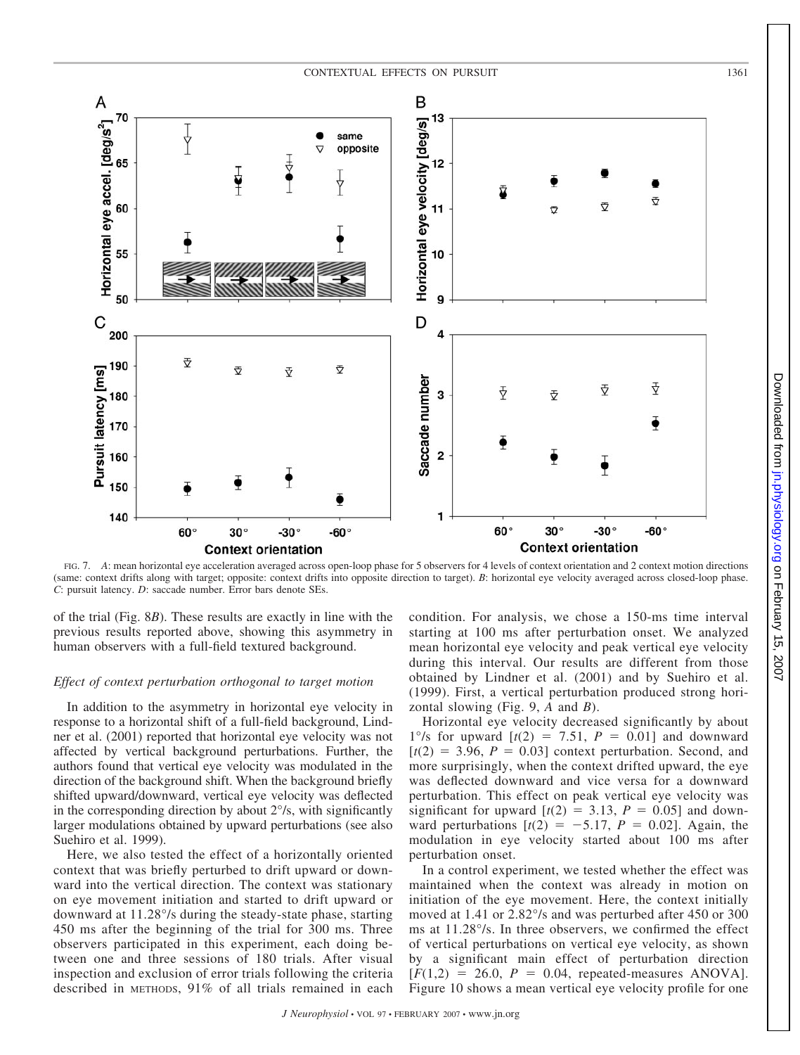FIG. 7. *A*: mean horizontal eye acceleration averaged across open-loop phase for 5 observers for 4 levels of context orientation and 2 context motion directions (same: context drifts along with target; opposite: context drifts into opposite direction to target). *B*: horizontal eye velocity averaged across closed-loop phase. *C*: pursuit latency. *D*: saccade number. Error bars denote SEs.

of the trial (Fig. 8*B*). These results are exactly in line with the previous results reported above, showing this asymmetry in human observers with a full-field textured background.

### *Effect of context perturbation orthogonal to target motion*

In addition to the asymmetry in horizontal eye velocity in response to a horizontal shift of a full-field background, Lindner et al. (2001) reported that horizontal eye velocity was not affected by vertical background perturbations. Further, the authors found that vertical eye velocity was modulated in the direction of the background shift. When the background briefly shifted upward/downward, vertical eye velocity was deflected in the corresponding direction by about 2°/s, with significantly larger modulations obtained by upward perturbations (see also Suehiro et al. 1999).

Here, we also tested the effect of a horizontally oriented context that was briefly perturbed to drift upward or downward into the vertical direction. The context was stationary on eye movement initiation and started to drift upward or downward at 11.28°/s during the steady-state phase, starting 450 ms after the beginning of the trial for 300 ms. Three observers participated in this experiment, each doing between one and three sessions of 180 trials. After visual inspection and exclusion of error trials following the criteria described in METHODS, 91% of all trials remained in each condition. For analysis, we chose a 150-ms time interval starting at 100 ms after perturbation onset. We analyzed mean horizontal eye velocity and peak vertical eye velocity during this interval. Our results are different from those obtained by Lindner et al. (2001) and by Suehiro et al. (1999). First, a vertical perturbation produced strong horizontal slowing (Fig. 9, *A* and *B*).

Horizontal eye velocity decreased significantly by about 1°/s for upward [$t(2) = 7.51$, $P = 0.01$] and downward [$t(2) = 3.96$, $P = 0.03$] context perturbation. Second, and more surprisingly, when the context drifted upward, the eye was deflected downward and vice versa for a downward perturbation. This effect on peak vertical eye velocity was significant for upward [$t(2) = 3.13$, $P = 0.05$] and downward perturbations [$t(2) = -5.17$, $P = 0.02$]. Again, the modulation in eye velocity started about 100 ms after perturbation onset.

In a control experiment, we tested whether the effect was maintained when the context was already in motion on initiation of the eye movement. Here, the context initially moved at 1.41 or 2.82°/s and was perturbed after 450 or 300 ms at 11.28°/s. In three observers, we confirmed the effect of vertical perturbations on vertical eye velocity, as shown by a significant main effect of perturbation direction [$F(1,2) = 26.0$, $P = 0.04$, repeated-measures ANOVA]. Figure 10 shows a mean vertical eye velocity profile for one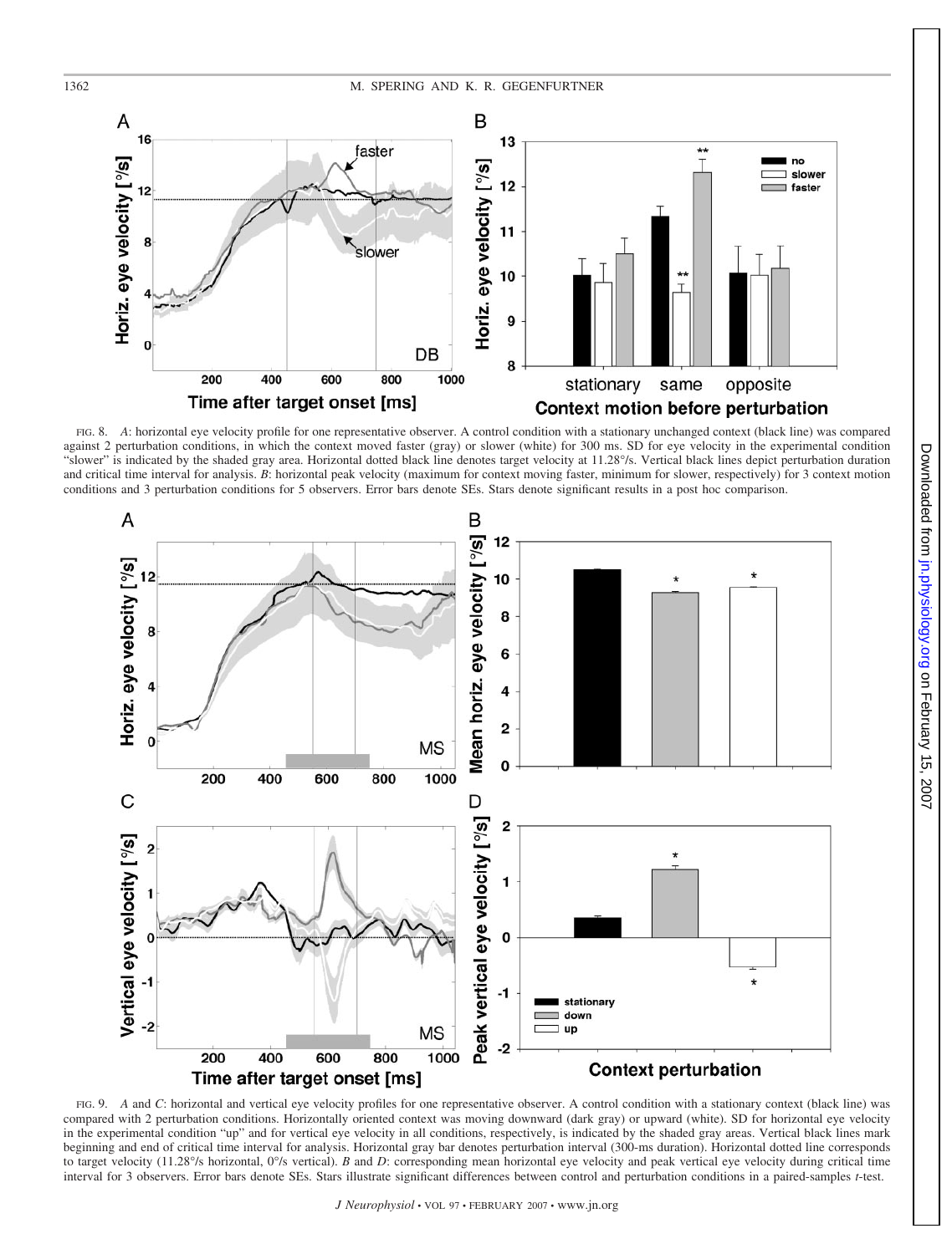FIG. 8. *A*: horizontal eye velocity profile for one representative observer. A control condition with a stationary unchanged context (black line) was compared against 2 perturbation conditions, in which the context moved faster (gray) or slower (white) for 300 ms. SD for eye velocity in the experimental condition "slower" is indicated by the shaded gray area. Horizontal dotted black line denotes target velocity at 11.28°/s. Vertical black lines depict perturbation duration and critical time interval for analysis. *B*: horizontal peak velocity (maximum for context moving faster, minimum for slower, respectively) for 3 context motion conditions and 3 perturbation conditions for 5 observers. Error bars denote SEs. Stars denote significant results in a post hoc comparison.

FIG. 9. *A* and *C*: horizontal and vertical eye velocity profiles for one representative observer. A control condition with a stationary context (black line) was compared with 2 perturbation conditions. Horizontally oriented context was moving downward (dark gray) or upward (white). SD for horizontal eye velocity in the experimental condition "up" and for vertical eye velocity in all conditions, respectively, is indicated by the shaded gray areas. Vertical black lines mark beginning and end of critical time interval for analysis. Horizontal gray bar denotes perturbation interval (300-ms duration). Horizontal dotted line corresponds to target velocity (11.28°/s horizontal, 0°/s vertical). *B* and *D*: corresponding mean horizontal eye velocity and peak vertical eye velocity during critical time interval for 3 observers. Error bars denote SEs. Stars illustrate significant differences between control and perturbation conditions in a paired-samples *t*-test.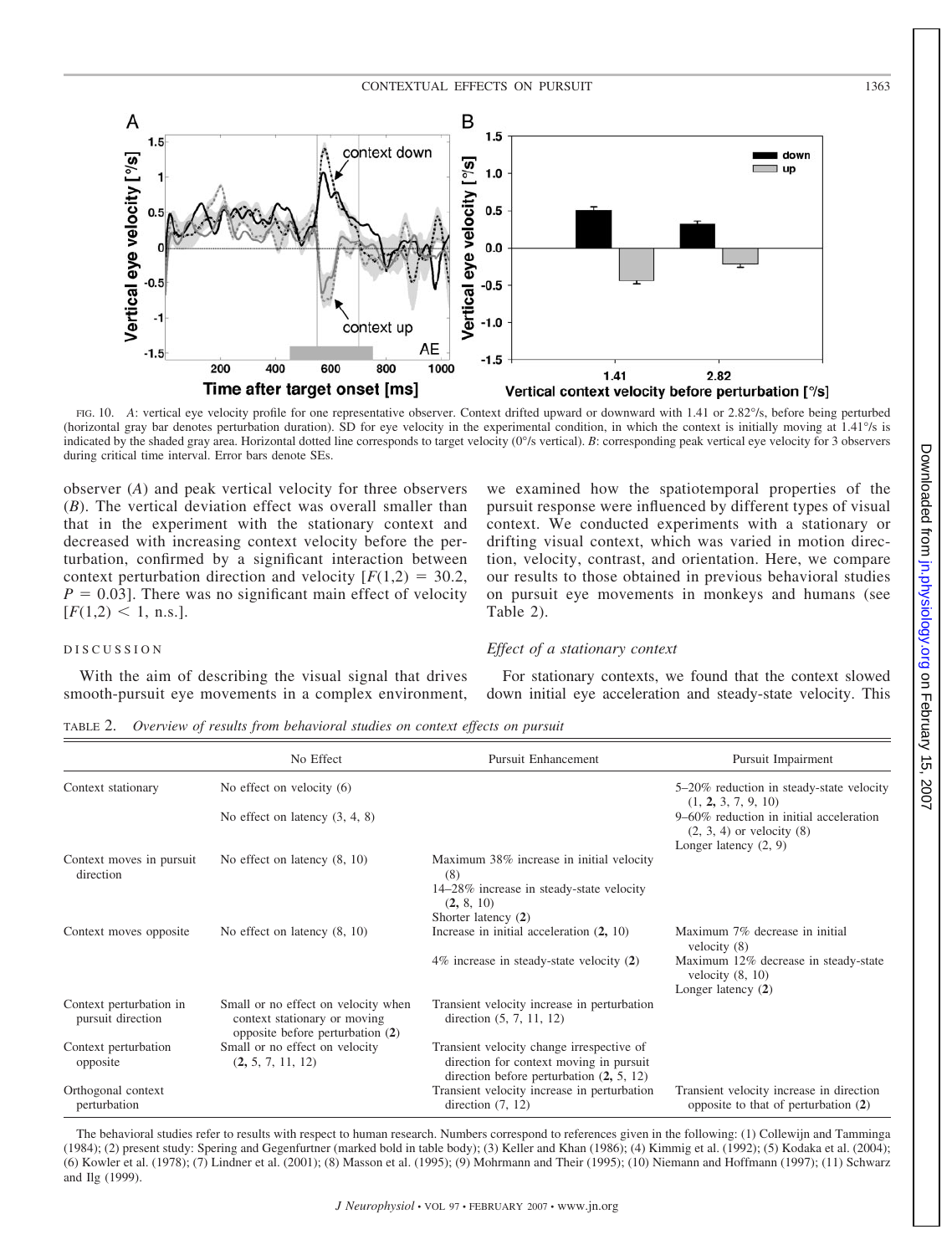FIG. 10. *A*: vertical eye velocity profile for one representative observer. Context drifted upward or downward with 1.41 or 2.82°/s, before being perturbed (horizontal gray bar denotes perturbation duration). SD for eye velocity in the experimental condition, in which the context is initially moving at 1.41°/s is indicated by the shaded gray area. Horizontal dotted line corresponds to target velocity (0°/s vertical). *B*: corresponding peak vertical eye velocity for 3 observers during critical time interval. Error bars denote SEs.

observer (*A*) and peak vertical velocity for three observers (*B*). The vertical deviation effect was overall smaller than that in the experiment with the stationary context and decreased with increasing context velocity before the perturbation, confirmed by a significant interaction between context perturbation direction and velocity [$F(1,2) = 30.2$, $P = 0.03$]. There was no significant main effect of velocity [$F(1,2) < 1$, n.s.].

## DISCUSSION

With the aim of describing the visual signal that drives smooth-pursuit eye movements in a complex environment, we examined how the spatiotemporal properties of the pursuit response were influenced by different types of visual context. We conducted experiments with a stationary or drifting visual context, which was varied in motion direction, velocity, contrast, and orientation. Here, we compare our results to those obtained in previous behavioral studies on pursuit eye movements in monkeys and humans (see Table 2).

### *Effect of a stationary context*

For stationary contexts, we found that the context slowed down initial eye acceleration and steady-state velocity. This

TABLE 2. *Overview of results from behavioral studies on context effects on pursuit*

| | No Effect | Pursuit Enhancement | Pursuit Impairment |
|---|---|---|---|
| Context stationary | No effect on velocity (6)<br>No effect on latency (3, 4, 8) | | 5–20% reduction in steady-state velocity (1, **2,** 3, 7, 9, 10)<br>9–60% reduction in initial acceleration (2, 3, 4) or velocity (8)<br>Longer latency (2, 9) |
| Context moves in pursuit direction | No effect on latency (8, 10) | Maximum 38% increase in initial velocity (8)<br>14–28% increase in steady-state velocity (**2,** 8, 10)<br>Shorter latency (**2**) | |
| Context moves opposite | No effect on latency (8, 10) | Increase in initial acceleration (**2,** 10)<br>4% increase in steady-state velocity (**2**) | Maximum 7% decrease in initial velocity (8)<br>Maximum 12% decrease in steady-state velocity (8, 10)<br>Longer latency (**2**) |
| Context perturbation in pursuit direction | Small or no effect on velocity when context stationary or moving opposite before perturbation (**2**) | Transient velocity increase in perturbation direction (5, 7, 11, 12) | |
| Context perturbation opposite | Small or no effect on velocity (**2,** 5, 7, 11, 12) | Transient velocity change irrespective of direction for context moving in pursuit direction before perturbation (**2,** 5, 12) | |
| Orthogonal context perturbation | | Transient velocity increase in perturbation direction (7, 12) | Transient velocity increase in direction opposite to that of perturbation (**2**) |

The behavioral studies refer to results with respect to human research. Numbers correspond to references given in the following: (1) Collewijn and Tamminga (1984); (2) present study: Spering and Gegenfurtner (marked bold in table body); (3) Keller and Khan (1986); (4) Kimmig et al. (1992); (5) Kodaka et al. (2004); (6) Kowler et al. (1978); (7) Lindner et al. (2001); (8) Masson et al. (1995); (9) Mohrmann and Their (1995); (10) Niemann and Hoffmann (1997); (11) Schwarz and Ilg (1999).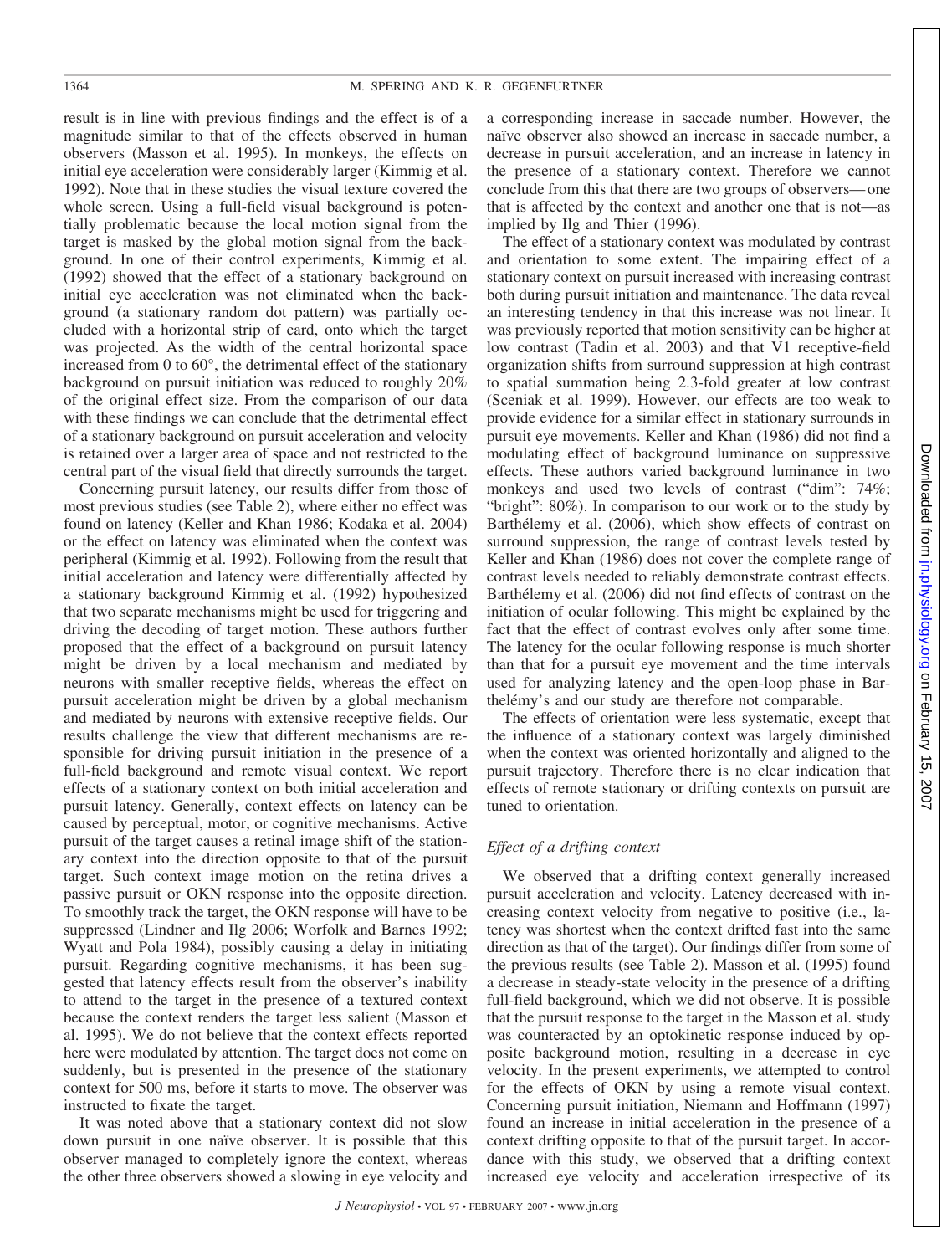result is in line with previous findings and the effect is of a magnitude similar to that of the effects observed in human observers (Masson et al. 1995). In monkeys, the effects on initial eye acceleration were considerably larger (Kimmig et al. 1992). Note that in these studies the visual texture covered the whole screen. Using a full-field visual background is potentially problematic because the local motion signal from the target is masked by the global motion signal from the background. In one of their control experiments, Kimmig et al. (1992) showed that the effect of a stationary background on initial eye acceleration was not eliminated when the background (a stationary random dot pattern) was partially occluded with a horizontal strip of card, onto which the target was projected. As the width of the central horizontal space increased from 0 to 60°, the detrimental effect of the stationary background on pursuit initiation was reduced to roughly 20% of the original effect size. From the comparison of our data with these findings we can conclude that the detrimental effect of a stationary background on pursuit acceleration and velocity is retained over a larger area of space and not restricted to the central part of the visual field that directly surrounds the target.

Concerning pursuit latency, our results differ from those of most previous studies (see Table 2), where either no effect was found on latency (Keller and Khan 1986; Kodaka et al. 2004) or the effect on latency was eliminated when the context was peripheral (Kimmig et al. 1992). Following from the result that initial acceleration and latency were differentially affected by a stationary background Kimmig et al. (1992) hypothesized that two separate mechanisms might be used for triggering and driving the decoding of target motion. These authors further proposed that the effect of a background on pursuit latency might be driven by a local mechanism and mediated by neurons with smaller receptive fields, whereas the effect on pursuit acceleration might be driven by a global mechanism and mediated by neurons with extensive receptive fields. Our results challenge the view that different mechanisms are responsible for driving pursuit initiation in the presence of a full-field background and remote visual context. We report effects of a stationary context on both initial acceleration and pursuit latency. Generally, context effects on latency can be caused by perceptual, motor, or cognitive mechanisms. Active pursuit of the target causes a retinal image shift of the stationary context into the direction opposite to that of the pursuit target. Such context image motion on the retina drives a passive pursuit or OKN response into the opposite direction. To smoothly track the target, the OKN response will have to be suppressed (Lindner and Ilg 2006; Worfolk and Barnes 1992; Wyatt and Pola 1984), possibly causing a delay in initiating pursuit. Regarding cognitive mechanisms, it has been suggested that latency effects result from the observer's inability to attend to the target in the presence of a textured context because the context renders the target less salient (Masson et al. 1995). We do not believe that the context effects reported here were modulated by attention. The target does not come on suddenly, but is presented in the presence of the stationary context for 500 ms, before it starts to move. The observer was instructed to fixate the target.

It was noted above that a stationary context did not slow down pursuit in one naïve observer. It is possible that this observer managed to completely ignore the context, whereas the other three observers showed a slowing in eye velocity and a corresponding increase in saccade number. However, the naïve observer also showed an increase in saccade number, a decrease in pursuit acceleration, and an increase in latency in the presence of a stationary context. Therefore we cannot conclude from this that there are two groups of observers—one that is affected by the context and another one that is not—as implied by Ilg and Thier (1996).

The effect of a stationary context was modulated by contrast and orientation to some extent. The impairing effect of a stationary context on pursuit increased with increasing contrast both during pursuit initiation and maintenance. The data reveal an interesting tendency in that this increase was not linear. It was previously reported that motion sensitivity can be higher at low contrast (Tadin et al. 2003) and that V1 receptive-field organization shifts from surround suppression at high contrast to spatial summation being 2.3-fold greater at low contrast (Sceniak et al. 1999). However, our effects are too weak to provide evidence for a similar effect in stationary surrounds in pursuit eye movements. Keller and Khan (1986) did not find a modulating effect of background luminance on suppressive effects. These authors varied background luminance in two monkeys and used two levels of contrast ("dim": 74%; "bright": 80%). In comparison to our work or to the study by Barthélemy et al. (2006), which show effects of contrast on surround suppression, the range of contrast levels tested by Keller and Khan (1986) does not cover the complete range of contrast levels needed to reliably demonstrate contrast effects. Barthélemy et al. (2006) did not find effects of contrast on the initiation of ocular following. This might be explained by the fact that the effect of contrast evolves only after some time. The latency for the ocular following response is much shorter than that for a pursuit eye movement and the time intervals used for analyzing latency and the open-loop phase in Barthélemy's and our study are therefore not comparable.

The effects of orientation were less systematic, except that the influence of a stationary context was largely diminished when the context was oriented horizontally and aligned to the pursuit trajectory. Therefore there is no clear indication that effects of remote stationary or drifting contexts on pursuit are tuned to orientation.

### *Effect of a drifting context*

We observed that a drifting context generally increased pursuit acceleration and velocity. Latency decreased with increasing context velocity from negative to positive (i.e., latency was shortest when the context drifted fast into the same direction as that of the target). Our findings differ from some of the previous results (see Table 2). Masson et al. (1995) found a decrease in steady-state velocity in the presence of a drifting full-field background, which we did not observe. It is possible that the pursuit response to the target in the Masson et al. study was counteracted by an optokinetic response induced by opposite background motion, resulting in a decrease in eye velocity. In the present experiments, we attempted to control for the effects of OKN by using a remote visual context. Concerning pursuit initiation, Niemann and Hoffmann (1997) found an increase in initial acceleration in the presence of a context drifting opposite to that of the pursuit target. In accordance with this study, we observed that a drifting context increased eye velocity and acceleration irrespective of its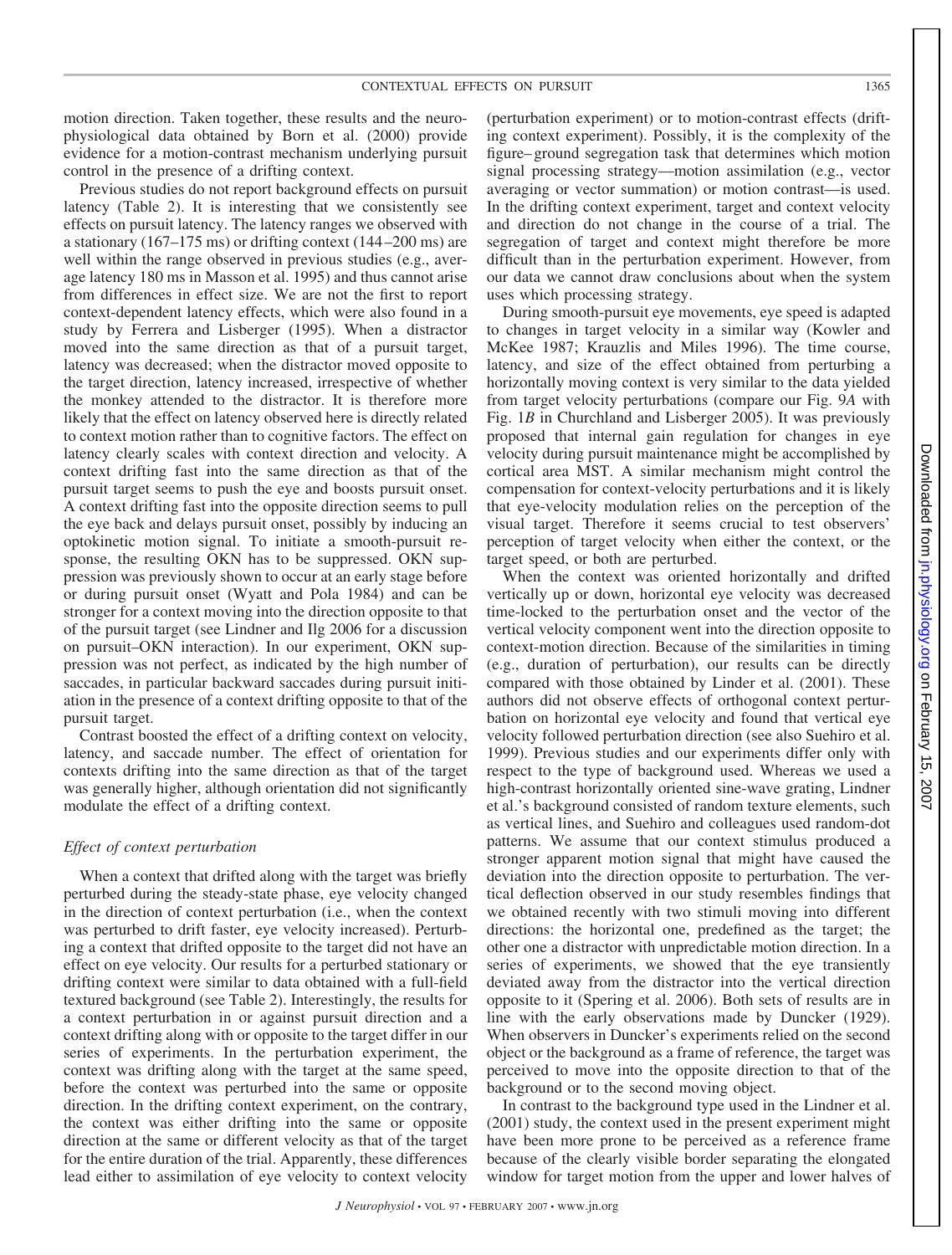motion direction. Taken together, these results and the neurophysiological data obtained by Born et al. (2000) provide evidence for a motion-contrast mechanism underlying pursuit control in the presence of a drifting context.

Previous studies do not report background effects on pursuit latency (Table 2). It is interesting that we consistently see effects on pursuit latency. The latency ranges we observed with a stationary (167–175 ms) or drifting context (144–200 ms) are well within the range observed in previous studies (e.g., average latency 180 ms in Masson et al. 1995) and thus cannot arise from differences in effect size. We are not the first to report context-dependent latency effects, which were also found in a study by Ferrera and Lisberger (1995). When a distractor moved into the same direction as that of a pursuit target, latency was decreased; when the distractor moved opposite to the target direction, latency increased, irrespective of whether the monkey attended to the distractor. It is therefore more likely that the effect on latency observed here is directly related to context motion rather than to cognitive factors. The effect on latency clearly scales with context direction and velocity. A context drifting fast into the same direction as that of the pursuit target seems to push the eye and boosts pursuit onset. A context drifting fast into the opposite direction seems to pull the eye back and delays pursuit onset, possibly by inducing an optokinetic motion signal. To initiate a smooth-pursuit response, the resulting OKN has to be suppressed. OKN suppression was previously shown to occur at an early stage before or during pursuit onset (Wyatt and Pola 1984) and can be stronger for a context moving into the direction opposite to that of the pursuit target (see Lindner and Ilg 2006 for a discussion on pursuit–OKN interaction). In our experiment, OKN suppression was not perfect, as indicated by the high number of saccades, in particular backward saccades during pursuit initiation in the presence of a context drifting opposite to that of the pursuit target.

Contrast boosted the effect of a drifting context on velocity, latency, and saccade number. The effect of orientation for contexts drifting into the same direction as that of the target was generally higher, although orientation did not significantly modulate the effect of a drifting context.

### *Effect of context perturbation*

When a context that drifted along with the target was briefly perturbed during the steady-state phase, eye velocity changed in the direction of context perturbation (i.e., when the context was perturbed to drift faster, eye velocity increased). Perturbing a context that drifted opposite to the target did not have an effect on eye velocity. Our results for a perturbed stationary or drifting context were similar to data obtained with a full-field textured background (see Table 2). Interestingly, the results for a context perturbation in or against pursuit direction and a context drifting along with or opposite to the target differ in our series of experiments. In the perturbation experiment, the context was drifting along with the target at the same speed, before the context was perturbed into the same or opposite direction. In the drifting context experiment, on the contrary, the context was either drifting into the same or opposite direction at the same or different velocity as that of the target for the entire duration of the trial. Apparently, these differences lead either to assimilation of eye velocity to context velocity (perturbation experiment) or to motion-contrast effects (drifting context experiment). Possibly, it is the complexity of the figure–ground segregation task that determines which motion signal processing strategy—motion assimilation (e.g., vector averaging or vector summation) or motion contrast—is used. In the drifting context experiment, target and context velocity and direction do not change in the course of a trial. The segregation of target and context might therefore be more difficult than in the perturbation experiment. However, from our data we cannot draw conclusions about when the system uses which processing strategy.

During smooth-pursuit eye movements, eye speed is adapted to changes in target velocity in a similar way (Kowler and McKee 1987; Krauzlis and Miles 1996). The time course, latency, and size of the effect obtained from perturbing a horizontally moving context is very similar to the data yielded from target velocity perturbations (compare our Fig. 9*A* with Fig. 1*B* in Churchland and Lisberger 2005). It was previously proposed that internal gain regulation for changes in eye velocity during pursuit maintenance might be accomplished by cortical area MST. A similar mechanism might control the compensation for context-velocity perturbations and it is likely that eye-velocity modulation relies on the perception of the visual target. Therefore it seems crucial to test observers' perception of target velocity when either the context, or the target speed, or both are perturbed.

When the context was oriented horizontally and drifted vertically up or down, horizontal eye velocity was decreased time-locked to the perturbation onset and the vector of the vertical velocity component went into the direction opposite to context-motion direction. Because of the similarities in timing (e.g., duration of perturbation), our results can be directly compared with those obtained by Linder et al. (2001). These authors did not observe effects of orthogonal context perturbation on horizontal eye velocity and found that vertical eye velocity followed perturbation direction (see also Suehiro et al. 1999). Previous studies and our experiments differ only with respect to the type of background used. Whereas we used a high-contrast horizontally oriented sine-wave grating, Lindner et al.'s background consisted of random texture elements, such as vertical lines, and Suehiro and colleagues used random-dot patterns. We assume that our context stimulus produced a stronger apparent motion signal that might have caused the deviation into the direction opposite to perturbation. The vertical deflection observed in our study resembles findings that we obtained recently with two stimuli moving into different directions: the horizontal one, predefined as the target; the other one a distractor with unpredictable motion direction. In a series of experiments, we showed that the eye transiently deviated away from the distractor into the vertical direction opposite to it (Spering et al. 2006). Both sets of results are in line with the early observations made by Duncker (1929). When observers in Duncker's experiments relied on the second object or the background as a frame of reference, the target was perceived to move into the opposite direction to that of the background or to the second moving object.

In contrast to the background type used in the Lindner et al. (2001) study, the context used in the present experiment might have been more prone to be perceived as a reference frame because of the clearly visible border separating the elongated window for target motion from the upper and lower halves of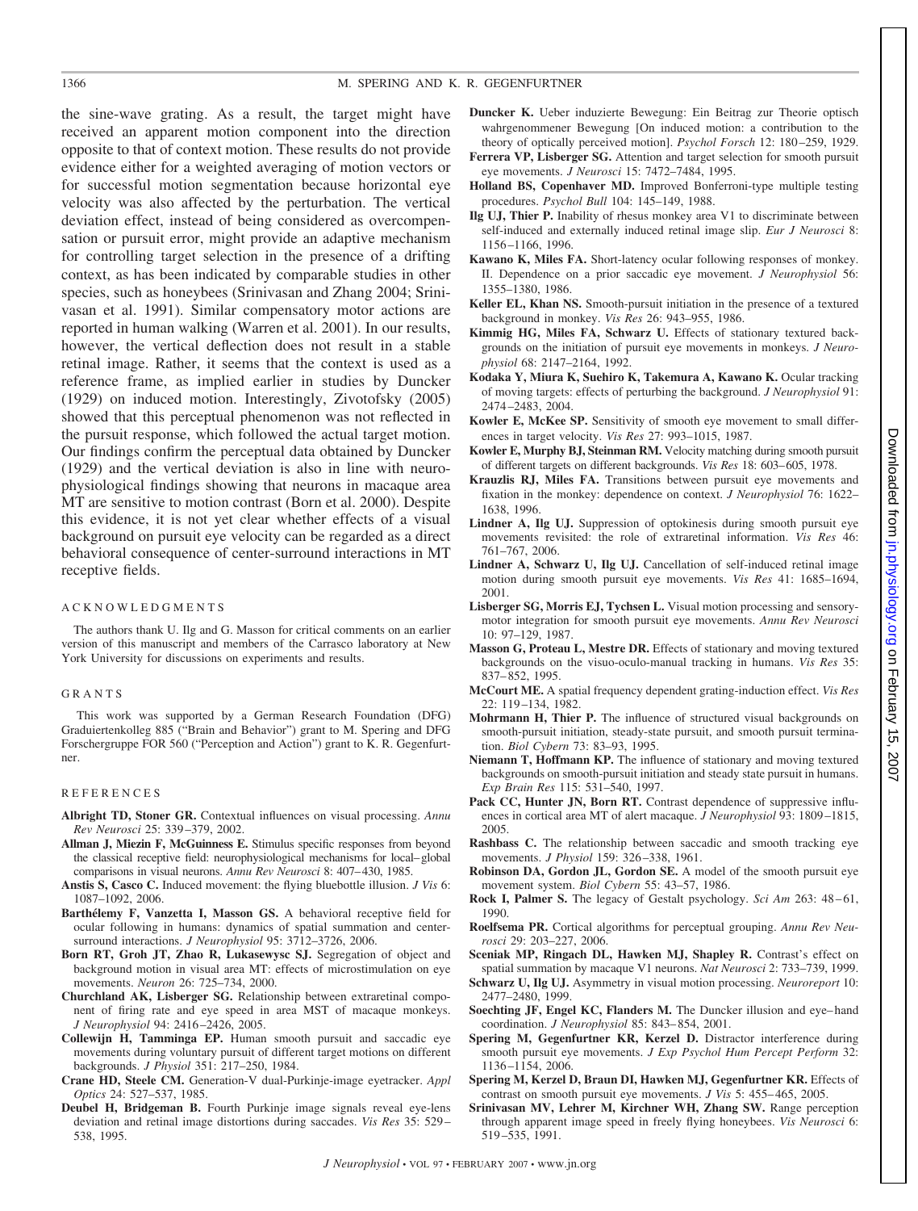the sine-wave grating. As a result, the target might have received an apparent motion component into the direction opposite to that of context motion. These results do not provide evidence either for a weighted averaging of motion vectors or for successful motion segmentation because horizontal eye velocity was also affected by the perturbation. The vertical deviation effect, instead of being considered as overcompensation or pursuit error, might provide an adaptive mechanism for controlling target selection in the presence of a drifting context, as has been indicated by comparable studies in other species, such as honeybees (Srinivasan and Zhang 2004; Srinivasan et al. 1991). Similar compensatory motor actions are reported in human walking (Warren et al. 2001). In our results, however, the vertical deflection does not result in a stable retinal image. Rather, it seems that the context is used as a reference frame, as implied earlier in studies by Duncker (1929) on induced motion. Interestingly, Zivotofsky (2005) showed that this perceptual phenomenon was not reflected in the pursuit response, which followed the actual target motion. Our findings confirm the perceptual data obtained by Duncker (1929) and the vertical deviation is also in line with neurophysiological findings showing that neurons in macaque area MT are sensitive to motion contrast (Born et al. 2000). Despite this evidence, it is not yet clear whether effects of a visual background on pursuit eye velocity can be regarded as a direct behavioral consequence of center-surround interactions in MT receptive fields.

## ACKNOWLEDGMENTS

The authors thank U. Ilg and G. Masson for critical comments on an earlier version of this manuscript and members of the Carrasco laboratory at New York University for discussions on experiments and results.

## GRANTS

This work was supported by a German Research Foundation (DFG) Graduiertenkolleg 885 ("Brain and Behavior") grant to M. Spering and DFG Forschergruppe FOR 560 ("Perception and Action") grant to K. R. Gegenfurtner.

## REFERENCES

**Albright TD, Stoner GR.** Contextual influences on visual processing. *Annu Rev Neurosci* 25: 339–379, 2002.

**Allman J, Miezin F, McGuinness E.** Stimulus specific responses from beyond the classical receptive field: neurophysiological mechanisms for local–global comparisons in visual neurons. *Annu Rev Neurosci* 8: 407–430, 1985.

**Anstis S, Casco C.** Induced movement: the flying bluebottle illusion. *J Vis* 6: 1087–1092, 2006.

**Barthélemy F, Vanzetta I, Masson GS.** A behavioral receptive field for ocular following in humans: dynamics of spatial summation and center-surround interactions. *J Neurophysiol* 95: 3712–3726, 2006.

**Born RT, Groh JT, Zhao R, Lukasewysc SJ.** Segregation of object and background motion in visual area MT: effects of microstimulation on eye movements. *Neuron* 26: 725–734, 2000.

**Churchland AK, Lisberger SG.** Relationship between extraretinal component of firing rate and eye speed in area MST of macaque monkeys. *J Neurophysiol* 94: 2416–2426, 2005.

**Collewijn H, Tamminga EP.** Human smooth pursuit and saccadic eye movements during voluntary pursuit of different target motions on different backgrounds. *J Physiol* 351: 217–250, 1984.

**Crane HD, Steele CM.** Generation-V dual-Purkinje-image eyetracker. *Appl Optics* 24: 527–537, 1985.

**Deubel H, Bridgeman B.** Fourth Purkinje image signals reveal eye-lens deviation and retinal image distortions during saccades. *Vis Res* 35: 529–538, 1995.

**Duncker K.** Ueber induzierte Bewegung: Ein Beitrag zur Theorie optisch wahrgenommener Bewegung [On induced motion: a contribution to the theory of optically perceived motion]. *Psychol Forsch* 12: 180–259, 1929.

**Ferrera VP, Lisberger SG.** Attention and target selection for smooth pursuit eye movements. *J Neurosci* 15: 7472–7484, 1995.

**Holland BS, Copenhaver MD.** Improved Bonferroni-type multiple testing procedures. *Psychol Bull* 104: 145–149, 1988.

**Ilg UJ, Thier P.** Inability of rhesus monkey area V1 to discriminate between self-induced and externally induced retinal image slip. *Eur J Neurosci* 8: 1156–1166, 1996.

**Kawano K, Miles FA.** Short-latency ocular following responses of monkey. II. Dependence on a prior saccadic eye movement. *J Neurophysiol* 56: 1355–1380, 1986.

**Keller EL, Khan NS.** Smooth-pursuit initiation in the presence of a textured background in monkey. *Vis Res* 26: 943–955, 1986.

**Kimmig HG, Miles FA, Schwarz U.** Effects of stationary textured backgrounds on the initiation of pursuit eye movements in monkeys. *J Neurophysiol* 68: 2147–2164, 1992.

**Kodaka Y, Miura K, Suehiro K, Takemura A, Kawano K.** Ocular tracking of moving targets: effects of perturbing the background. *J Neurophysiol* 91: 2474–2483, 2004.

**Kowler E, McKee SP.** Sensitivity of smooth eye movement to small differences in target velocity. *Vis Res* 27: 993–1015, 1987.

**Kowler E, Murphy BJ, Steinman RM.** Velocity matching during smooth pursuit of different targets on different backgrounds. *Vis Res* 18: 603–605, 1978.

**Krauzlis RJ, Miles FA.** Transitions between pursuit eye movements and fixation in the monkey: dependence on context. *J Neurophysiol* 76: 1622–1638, 1996.

**Lindner A, Ilg UJ.** Suppression of optokinesis during smooth pursuit eye movements revisited: the role of extraretinal information. *Vis Res* 46: 761–767, 2006.

**Lindner A, Schwarz U, Ilg UJ.** Cancellation of self-induced retinal image motion during smooth pursuit eye movements. *Vis Res* 41: 1685–1694, 2001.

**Lisberger SG, Morris EJ, Tychsen L.** Visual motion processing and sensory-motor integration for smooth pursuit eye movements. *Annu Rev Neurosci* 10: 97–129, 1987.

**Masson G, Proteau L, Mestre DR.** Effects of stationary and moving textured backgrounds on the visuo-oculo-manual tracking in humans. *Vis Res* 35: 837–852, 1995.

**McCourt ME.** A spatial frequency dependent grating-induction effect. *Vis Res* 22: 119–134, 1982.

**Mohrmann H, Thier P.** The influence of structured visual backgrounds on smooth-pursuit initiation, steady-state pursuit, and smooth pursuit termination. *Biol Cybern* 73: 83–93, 1995.

**Niemann T, Hoffmann KP.** The influence of stationary and moving textured backgrounds on smooth-pursuit initiation and steady state pursuit in humans. *Exp Brain Res* 115: 531–540, 1997.

**Pack CC, Hunter JN, Born RT.** Contrast dependence of suppressive influences in cortical area MT of alert macaque. *J Neurophysiol* 93: 1809–1815, 2005.

**Rashbass C.** The relationship between saccadic and smooth tracking eye movements. *J Physiol* 159: 326–338, 1961.

**Robinson DA, Gordon JL, Gordon SE.** A model of the smooth pursuit eye movement system. *Biol Cybern* 55: 43–57, 1986.

**Rock I, Palmer S.** The legacy of Gestalt psychology. *Sci Am* 263: 48–61, 1990.

**Roelfsema PR.** Cortical algorithms for perceptual grouping. *Annu Rev Neurosci* 29: 203–227, 2006.

**Sceniak MP, Ringach DL, Hawken MJ, Shapley R.** Contrast's effect on spatial summation by macaque V1 neurons. *Nat Neurosci* 2: 733–739, 1999.

**Schwarz U, Ilg UJ.** Asymmetry in visual motion processing. *Neuroreport* 10: 2477–2480, 1999.

**Soechting JF, Engel KC, Flanders M.** The Duncker illusion and eye–hand coordination. *J Neurophysiol* 85: 843–854, 2001.

**Spering M, Gegenfurtner KR, Kerzel D.** Distractor interference during smooth pursuit eye movements. *J Exp Psychol Hum Percept Perform* 32: 1136–1154, 2006.

**Spering M, Kerzel D, Braun DI, Hawken MJ, Gegenfurtner KR.** Effects of contrast on smooth pursuit eye movements. *J Vis* 5: 455–465, 2005.

**Srinivasan MV, Lehrer M, Kirchner WH, Zhang SW.** Range perception through apparent image speed in freely flying honeybees. *Vis Neurosci* 6: 519–535, 1991.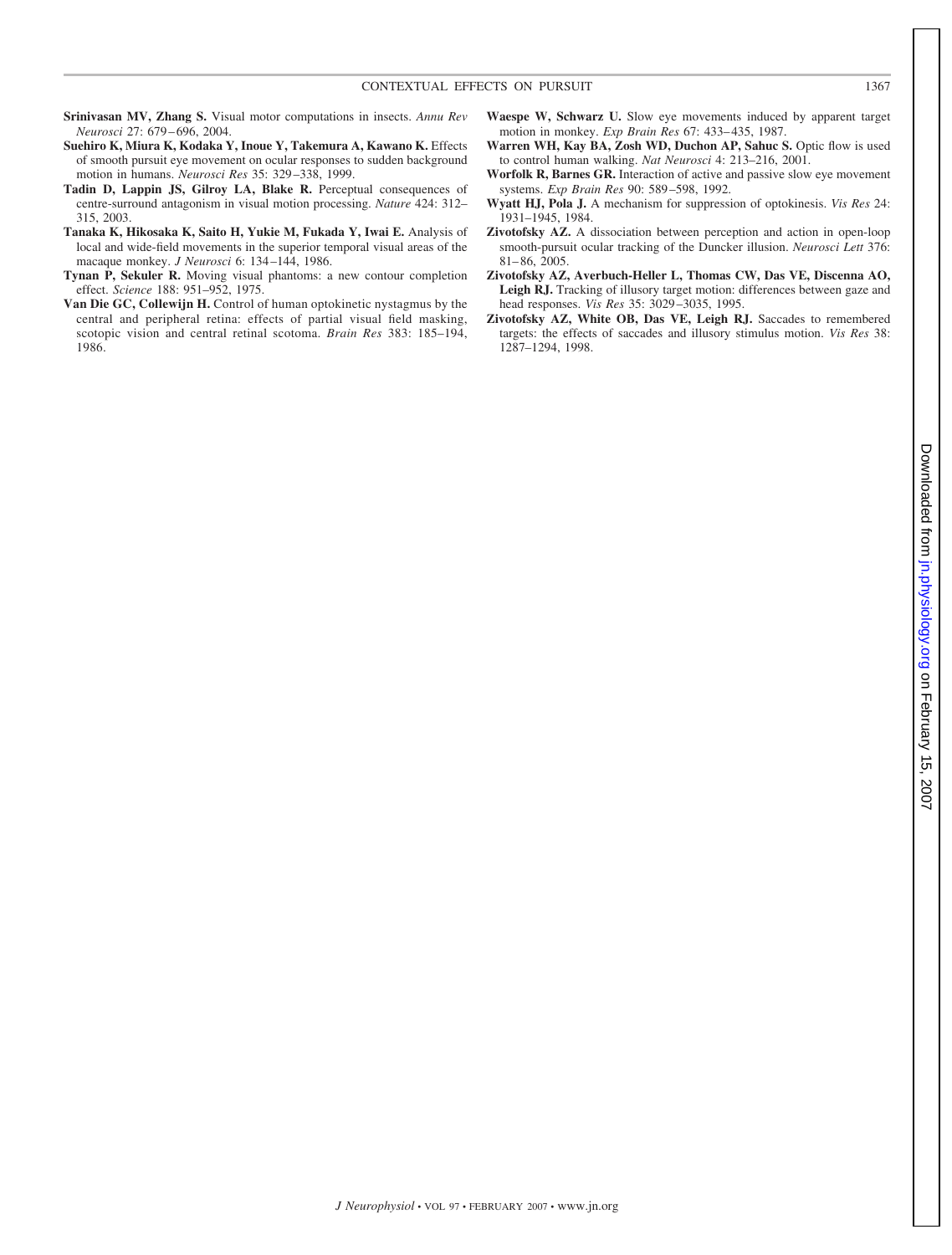**Srinivasan MV, Zhang S.** Visual motor computations in insects. *Annu Rev Neurosci* 27: 679–696, 2004.

**Suehiro K, Miura K, Kodaka Y, Inoue Y, Takemura A, Kawano K.** Effects of smooth pursuit eye movement on ocular responses to sudden background motion in humans. *Neurosci Res* 35: 329–338, 1999.

**Tadin D, Lappin JS, Gilroy LA, Blake R.** Perceptual consequences of centre-surround antagonism in visual motion processing. *Nature* 424: 312–315, 2003.

**Tanaka K, Hikosaka K, Saito H, Yukie M, Fukada Y, Iwai E.** Analysis of local and wide-field movements in the superior temporal visual areas of the macaque monkey. *J Neurosci* 6: 134–144, 1986.

**Tynan P, Sekuler R.** Moving visual phantoms: a new contour completion effect. *Science* 188: 951–952, 1975.

**Van Die GC, Collewijn H.** Control of human optokinetic nystagmus by the central and peripheral retina: effects of partial visual field masking, scotopic vision and central retinal scotoma. *Brain Res* 383: 185–194, 1986.

**Waespe W, Schwarz U.** Slow eye movements induced by apparent target motion in monkey. *Exp Brain Res* 67: 433–435, 1987.

**Warren WH, Kay BA, Zosh WD, Duchon AP, Sahuc S.** Optic flow is used to control human walking. *Nat Neurosci* 4: 213–216, 2001.

**Worfolk R, Barnes GR.** Interaction of active and passive slow eye movement systems. *Exp Brain Res* 90: 589–598, 1992.

**Wyatt HJ, Pola J.** A mechanism for suppression of optokinesis. *Vis Res* 24: 1931–1945, 1984.

**Zivotofsky AZ.** A dissociation between perception and action in open-loop smooth-pursuit ocular tracking of the Duncker illusion. *Neurosci Lett* 376: 81–86, 2005.

**Zivotofsky AZ, Averbuch-Heller L, Thomas CW, Das VE, Discenna AO, Leigh RJ.** Tracking of illusory target motion: differences between gaze and head responses. *Vis Res* 35: 3029–3035, 1995.

**Zivotofsky AZ, White OB, Das VE, Leigh RJ.** Saccades to remembered targets: the effects of saccades and illusory stimulus motion. *Vis Res* 38: 1287–1294, 1998.